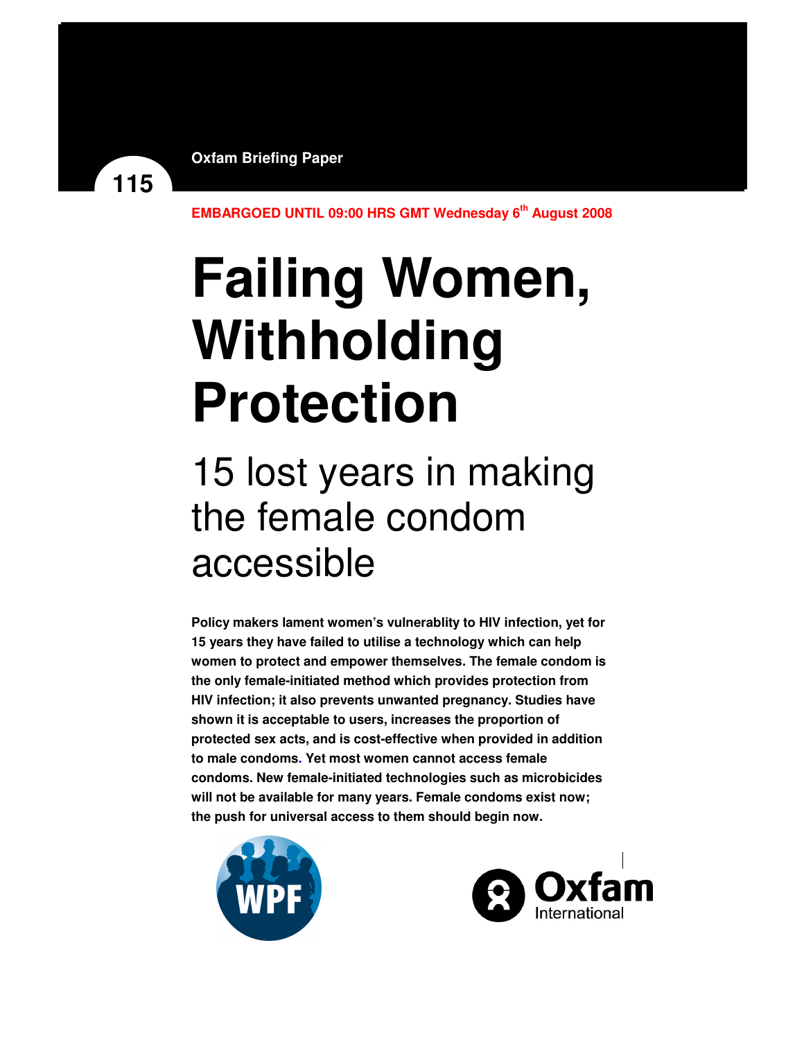Oxfam Briefing Paper

115

EMBARGOED UNTIL 09:00 HRS GMT Wednesday 6th August 2008

# Failing Women, Withholding Protection

## 15 lost years in making the female condom accessible

**Policy makers lament women's vulnerablity to HIV infection, yet for 15 years they have failed to utilise a technology which can help women to protect and empower themselves. The female condom is the only female-initiated method which provides protection from HIV infection; it also prevents unwanted pregnancy. Studies have shown it is acceptable to users, increases the proportion of protected sex acts, and is cost-effective when provided in addition to male condoms. Yet most women cannot access female condoms. New female-initiated technologies such as microbicides will not be available for many years. Female condoms exist now; the push for universal access to them should begin now.**

WPF

Oxfam International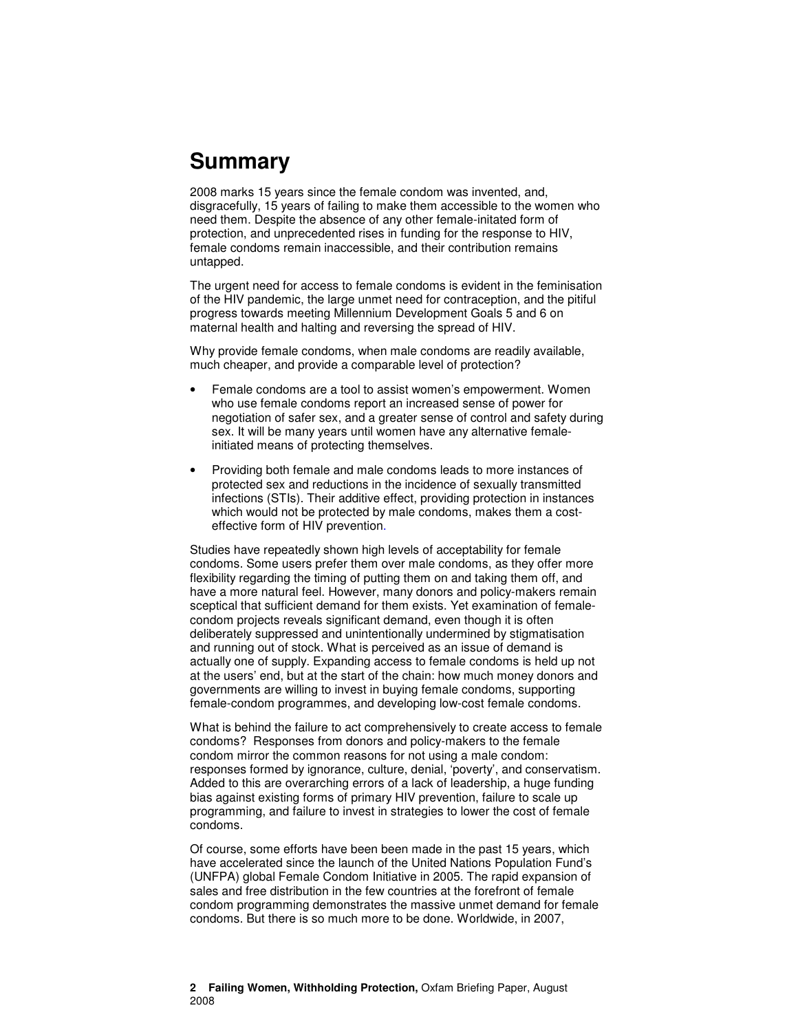# Summary

2008 marks 15 years since the female condom was invented, and, disgracefully, 15 years of failing to make them accessible to the women who need them. Despite the absence of any other female-initated form of protection, and unprecedented rises in funding for the response to HIV, female condoms remain inaccessible, and their contribution remains untapped.

The urgent need for access to female condoms is evident in the feminisation of the HIV pandemic, the large unmet need for contraception, and the pitiful progress towards meeting Millennium Development Goals 5 and 6 on maternal health and halting and reversing the spread of HIV.

Why provide female condoms, when male condoms are readily available, much cheaper, and provide a comparable level of protection?

- Female condoms are a tool to assist women's empowerment. Women who use female condoms report an increased sense of power for negotiation of safer sex, and a greater sense of control and safety during sex. It will be many years until women have any alternative female-initiated means of protecting themselves.
- Providing both female and male condoms leads to more instances of protected sex and reductions in the incidence of sexually transmitted infections (STIs). Their additive effect, providing protection in instances which would not be protected by male condoms, makes them a cost-effective form of HIV prevention.

Studies have repeatedly shown high levels of acceptability for female condoms. Some users prefer them over male condoms, as they offer more flexibility regarding the timing of putting them on and taking them off, and have a more natural feel. However, many donors and policy-makers remain sceptical that sufficient demand for them exists. Yet examination of female-condom projects reveals significant demand, even though it is often deliberately suppressed and unintentionally undermined by stigmatisation and running out of stock. What is perceived as an issue of demand is actually one of supply. Expanding access to female condoms is held up not at the users' end, but at the start of the chain: how much money donors and governments are willing to invest in buying female condoms, supporting female-condom programmes, and developing low-cost female condoms.

What is behind the failure to act comprehensively to create access to female condoms? Responses from donors and policy-makers to the female condom mirror the common reasons for not using a male condom: responses formed by ignorance, culture, denial, 'poverty', and conservatism. Added to this are overarching errors of a lack of leadership, a huge funding bias against existing forms of primary HIV prevention, failure to scale up programming, and failure to invest in strategies to lower the cost of female condoms.

Of course, some efforts have been been made in the past 15 years, which have accelerated since the launch of the United Nations Population Fund's (UNFPA) global Female Condom Initiative in 2005. The rapid expansion of sales and free distribution in the few countries at the forefront of female condom programming demonstrates the massive unmet demand for female condoms. But there is so much more to be done. Worldwide, in 2007,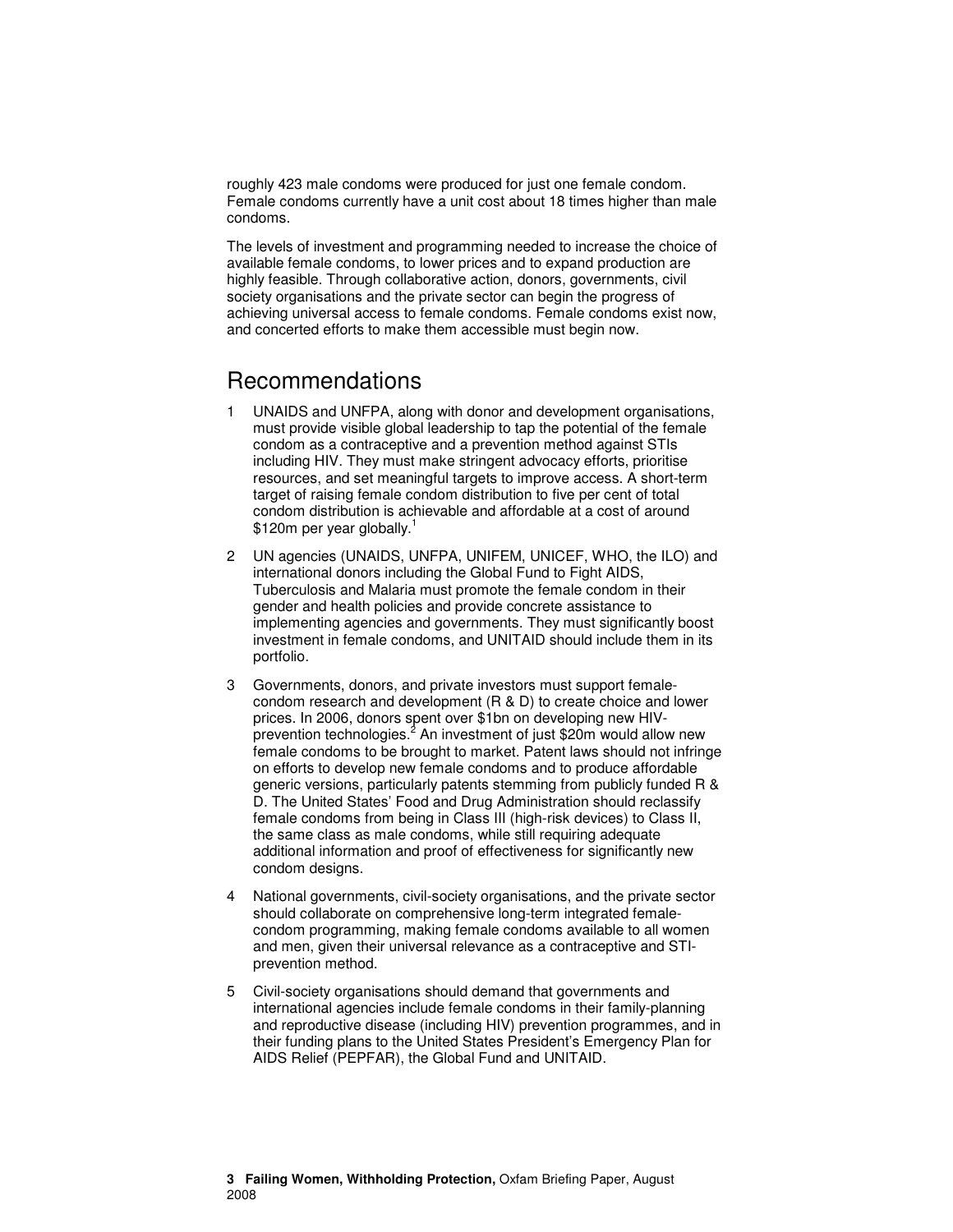roughly 423 male condoms were produced for just one female condom. Female condoms currently have a unit cost about 18 times higher than male condoms.

The levels of investment and programming needed to increase the choice of available female condoms, to lower prices and to expand production are highly feasible. Through collaborative action, donors, governments, civil society organisations and the private sector can begin the progress of achieving universal access to female condoms. Female condoms exist now, and concerted efforts to make them accessible must begin now.

## Recommendations

1. UNAIDS and UNFPA, along with donor and development organisations, must provide visible global leadership to tap the potential of the female condom as a contraceptive and a prevention method against STIs including HIV. They must make stringent advocacy efforts, prioritise resources, and set meaningful targets to improve access. A short-term target of raising female condom distribution to five per cent of total condom distribution is achievable and affordable at a cost of around \$120m per year globally.[1]

2. UN agencies (UNAIDS, UNFPA, UNIFEM, UNICEF, WHO, the ILO) and international donors including the Global Fund to Fight AIDS, Tuberculosis and Malaria must promote the female condom in their gender and health policies and provide concrete assistance to implementing agencies and governments. They must significantly boost investment in female condoms, and UNITAID should include them in its portfolio.

3. Governments, donors, and private investors must support female-condom research and development (R & D) to create choice and lower prices. In 2006, donors spent over \$1bn on developing new HIV-prevention technologies.[2] An investment of just \$20m would allow new female condoms to be brought to market. Patent laws should not infringe on efforts to develop new female condoms and to produce affordable generic versions, particularly patents stemming from publicly funded R & D. The United States' Food and Drug Administration should reclassify female condoms from being in Class III (high-risk devices) to Class II, the same class as male condoms, while still requiring adequate additional information and proof of effectiveness for significantly new condom designs.

4. National governments, civil-society organisations, and the private sector should collaborate on comprehensive long-term integrated female-condom programming, making female condoms available to all women and men, given their universal relevance as a contraceptive and STI-prevention method.

5. Civil-society organisations should demand that governments and international agencies include female condoms in their family-planning and reproductive disease (including HIV) prevention programmes, and in their funding plans to the United States President's Emergency Plan for AIDS Relief (PEPFAR), the Global Fund and UNITAID.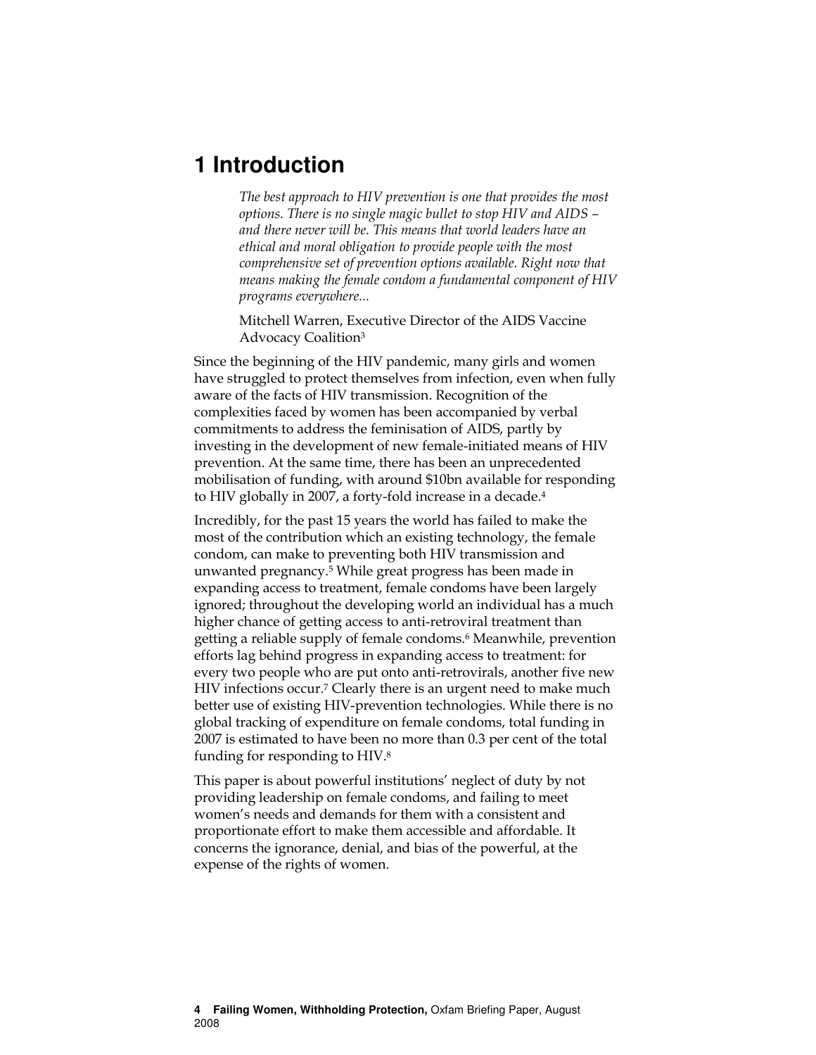# 1 Introduction

> *The best approach to HIV prevention is one that provides the most options. There is no single magic bullet to stop HIV and AIDS – and there never will be. This means that world leaders have an ethical and moral obligation to provide people with the most comprehensive set of prevention options available. Right now that means making the female condom a fundamental component of HIV programs everywhere...*
>
> Mitchell Warren, Executive Director of the AIDS Vaccine Advocacy Coalition[3]

Since the beginning of the HIV pandemic, many girls and women have struggled to protect themselves from infection, even when fully aware of the facts of HIV transmission. Recognition of the complexities faced by women has been accompanied by verbal commitments to address the feminisation of AIDS, partly by investing in the development of new female-initiated means of HIV prevention. At the same time, there has been an unprecedented mobilisation of funding, with around $10bn available for responding to HIV globally in 2007, a forty-fold increase in a decade.[4]

Incredibly, for the past 15 years the world has failed to make the most of the contribution which an existing technology, the female condom, can make to preventing both HIV transmission and unwanted pregnancy.[5] While great progress has been made in expanding access to treatment, female condoms have been largely ignored; throughout the developing world an individual has a much higher chance of getting access to anti-retroviral treatment than getting a reliable supply of female condoms.[6] Meanwhile, prevention efforts lag behind progress in expanding access to treatment: for every two people who are put onto anti-retrovirals, another five new HIV infections occur.[7] Clearly there is an urgent need to make much better use of existing HIV-prevention technologies. While there is no global tracking of expenditure on female condoms, total funding in 2007 is estimated to have been no more than 0.3 per cent of the total funding for responding to HIV.[8]

This paper is about powerful institutions' neglect of duty by not providing leadership on female condoms, and failing to meet women's needs and demands for them with a consistent and proportionate effort to make them accessible and affordable. It concerns the ignorance, denial, and bias of the powerful, at the expense of the rights of women.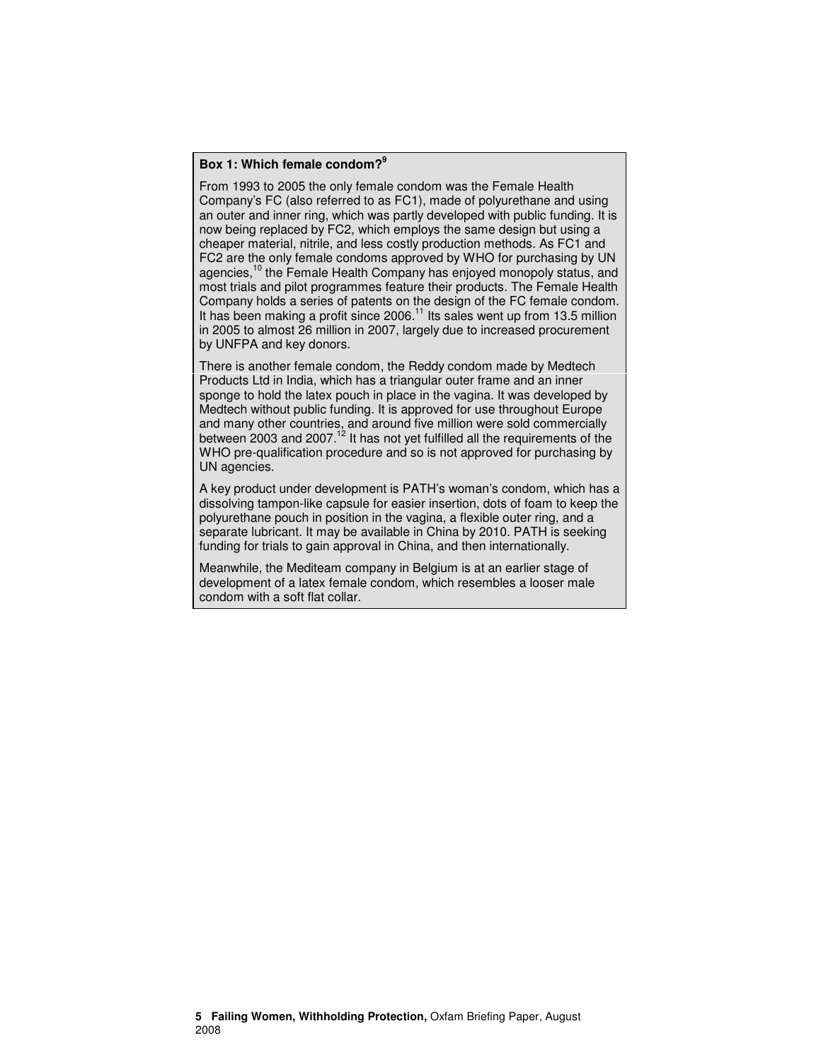**Box 1: Which female condom?**[9]

From 1993 to 2005 the only female condom was the Female Health Company's FC (also referred to as FC1), made of polyurethane and using an outer and inner ring, which was partly developed with public funding. It is now being replaced by FC2, which employs the same design but using a cheaper material, nitrile, and less costly production methods. As FC1 and FC2 are the only female condoms approved by WHO for purchasing by UN agencies,[10] the Female Health Company has enjoyed monopoly status, and most trials and pilot programmes feature their products. The Female Health Company holds a series of patents on the design of the FC female condom. It has been making a profit since 2006.[11] Its sales went up from 13.5 million in 2005 to almost 26 million in 2007, largely due to increased procurement by UNFPA and key donors.

There is another female condom, the Reddy condom made by Medtech Products Ltd in India, which has a triangular outer frame and an inner sponge to hold the latex pouch in place in the vagina. It was developed by Medtech without public funding. It is approved for use throughout Europe and many other countries, and around five million were sold commercially between 2003 and 2007.[12] It has not yet fulfilled all the requirements of the WHO pre-qualification procedure and so is not approved for purchasing by UN agencies.

A key product under development is PATH's woman's condom, which has a dissolving tampon-like capsule for easier insertion, dots of foam to keep the polyurethane pouch in position in the vagina, a flexible outer ring, and a separate lubricant. It may be available in China by 2010. PATH is seeking funding for trials to gain approval in China, and then internationally.

Meanwhile, the Mediteam company in Belgium is at an earlier stage of development of a latex female condom, which resembles a looser male condom with a soft flat collar.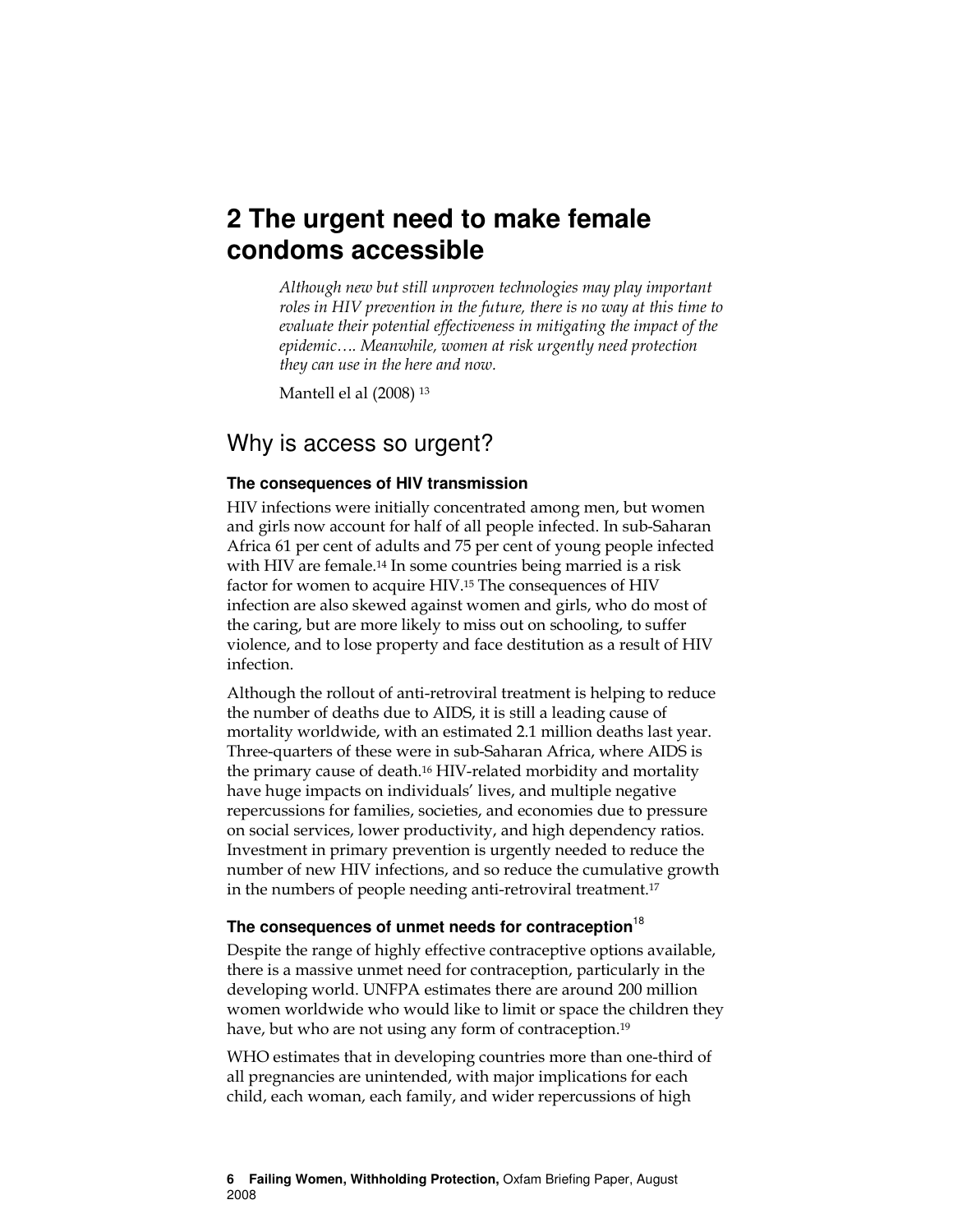# 2 The urgent need to make female condoms accessible

> *Although new but still unproven technologies may play important roles in HIV prevention in the future, there is no way at this time to evaluate their potential effectiveness in mitigating the impact of the epidemic…. Meanwhile, women at risk urgently need protection they can use in the here and now.*
>
> Mantell el al (2008) [13]

## Why is access so urgent?

### The consequences of HIV transmission

HIV infections were initially concentrated among men, but women and girls now account for half of all people infected. In sub-Saharan Africa 61 per cent of adults and 75 per cent of young people infected with HIV are female.[14] In some countries being married is a risk factor for women to acquire HIV.[15] The consequences of HIV infection are also skewed against women and girls, who do most of the caring, but are more likely to miss out on schooling, to suffer violence, and to lose property and face destitution as a result of HIV infection.

Although the rollout of anti-retroviral treatment is helping to reduce the number of deaths due to AIDS, it is still a leading cause of mortality worldwide, with an estimated 2.1 million deaths last year. Three-quarters of these were in sub-Saharan Africa, where AIDS is the primary cause of death.[16] HIV-related morbidity and mortality have huge impacts on individuals' lives, and multiple negative repercussions for families, societies, and economies due to pressure on social services, lower productivity, and high dependency ratios. Investment in primary prevention is urgently needed to reduce the number of new HIV infections, and so reduce the cumulative growth in the numbers of people needing anti-retroviral treatment.[17]

### The consequences of unmet needs for contraception[18]

Despite the range of highly effective contraceptive options available, there is a massive unmet need for contraception, particularly in the developing world. UNFPA estimates there are around 200 million women worldwide who would like to limit or space the children they have, but who are not using any form of contraception.[19]

WHO estimates that in developing countries more than one-third of all pregnancies are unintended, with major implications for each child, each woman, each family, and wider repercussions of high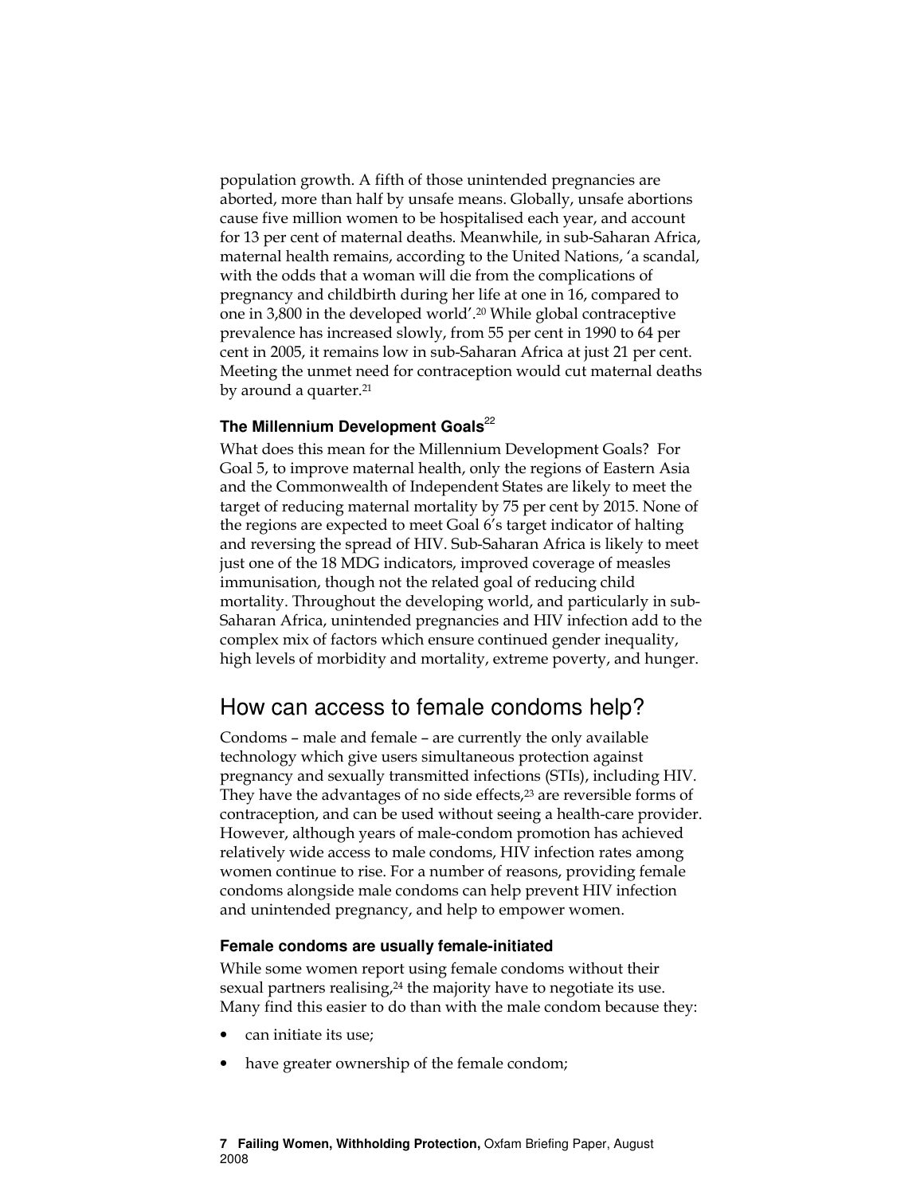population growth. A fifth of those unintended pregnancies are aborted, more than half by unsafe means. Globally, unsafe abortions cause five million women to be hospitalised each year, and account for 13 per cent of maternal deaths. Meanwhile, in sub-Saharan Africa, maternal health remains, according to the United Nations, 'a scandal, with the odds that a woman will die from the complications of pregnancy and childbirth during her life at one in 16, compared to one in 3,800 in the developed world'.[20] While global contraceptive prevalence has increased slowly, from 55 per cent in 1990 to 64 per cent in 2005, it remains low in sub-Saharan Africa at just 21 per cent. Meeting the unmet need for contraception would cut maternal deaths by around a quarter.[21]

### The Millennium Development Goals[22]

What does this mean for the Millennium Development Goals? For Goal 5, to improve maternal health, only the regions of Eastern Asia and the Commonwealth of Independent States are likely to meet the target of reducing maternal mortality by 75 per cent by 2015. None of the regions are expected to meet Goal 6's target indicator of halting and reversing the spread of HIV. Sub-Saharan Africa is likely to meet just one of the 18 MDG indicators, improved coverage of measles immunisation, though not the related goal of reducing child mortality. Throughout the developing world, and particularly in sub-Saharan Africa, unintended pregnancies and HIV infection add to the complex mix of factors which ensure continued gender inequality, high levels of morbidity and mortality, extreme poverty, and hunger.

## How can access to female condoms help?

Condoms – male and female – are currently the only available technology which give users simultaneous protection against pregnancy and sexually transmitted infections (STIs), including HIV. They have the advantages of no side effects,[23] are reversible forms of contraception, and can be used without seeing a health-care provider. However, although years of male-condom promotion has achieved relatively wide access to male condoms, HIV infection rates among women continue to rise. For a number of reasons, providing female condoms alongside male condoms can help prevent HIV infection and unintended pregnancy, and help to empower women.

### Female condoms are usually female-initiated

While some women report using female condoms without their sexual partners realising,[24] the majority have to negotiate its use. Many find this easier to do than with the male condom because they:

- can initiate its use;
- have greater ownership of the female condom;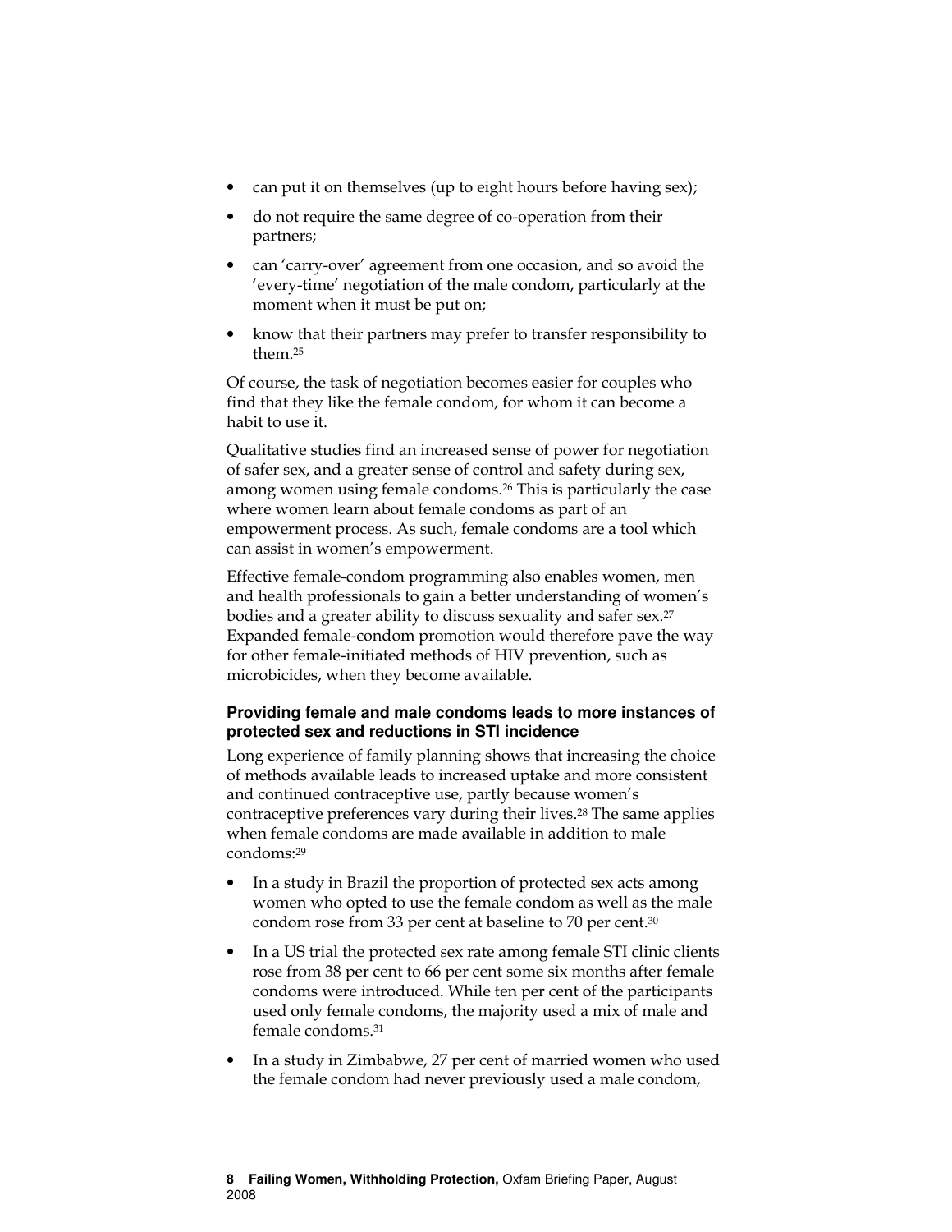- can put it on themselves (up to eight hours before having sex);
- do not require the same degree of co-operation from their partners;
- can 'carry-over' agreement from one occasion, and so avoid the 'every-time' negotiation of the male condom, particularly at the moment when it must be put on;
- know that their partners may prefer to transfer responsibility to them.[25]

Of course, the task of negotiation becomes easier for couples who find that they like the female condom, for whom it can become a habit to use it.

Qualitative studies find an increased sense of power for negotiation of safer sex, and a greater sense of control and safety during sex, among women using female condoms.[26] This is particularly the case where women learn about female condoms as part of an empowerment process. As such, female condoms are a tool which can assist in women's empowerment.

Effective female-condom programming also enables women, men and health professionals to gain a better understanding of women's bodies and a greater ability to discuss sexuality and safer sex.[27] Expanded female-condom promotion would therefore pave the way for other female-initiated methods of HIV prevention, such as microbicides, when they become available.

#### Providing female and male condoms leads to more instances of protected sex and reductions in STI incidence

Long experience of family planning shows that increasing the choice of methods available leads to increased uptake and more consistent and continued contraceptive use, partly because women's contraceptive preferences vary during their lives.[28] The same applies when female condoms are made available in addition to male condoms:[29]

- In a study in Brazil the proportion of protected sex acts among women who opted to use the female condom as well as the male condom rose from 33 per cent at baseline to 70 per cent.[30]
- In a US trial the protected sex rate among female STI clinic clients rose from 38 per cent to 66 per cent some six months after female condoms were introduced. While ten per cent of the participants used only female condoms, the majority used a mix of male and female condoms.[31]
- In a study in Zimbabwe, 27 per cent of married women who used the female condom had never previously used a male condom,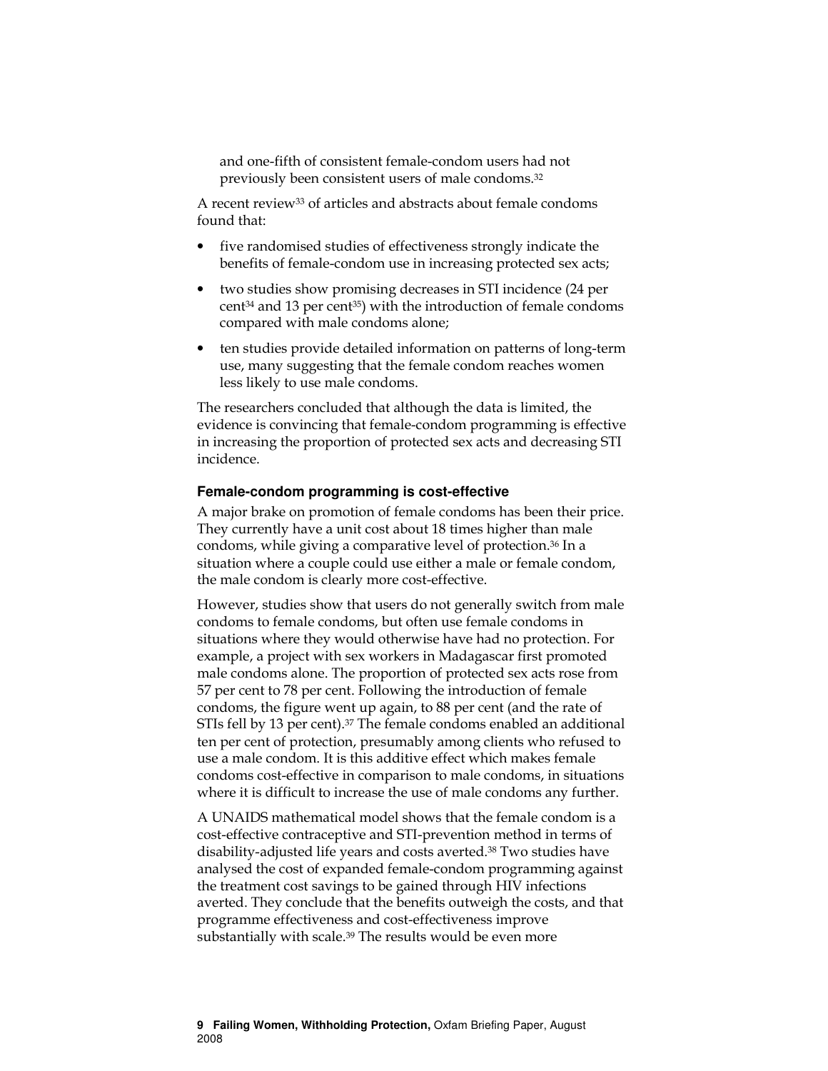and one-fifth of consistent female-condom users had not previously been consistent users of male condoms.[32]

A recent review[33] of articles and abstracts about female condoms found that:

- five randomised studies of effectiveness strongly indicate the benefits of female-condom use in increasing protected sex acts;
- two studies show promising decreases in STI incidence (24 per cent[34] and 13 per cent[35]) with the introduction of female condoms compared with male condoms alone;
- ten studies provide detailed information on patterns of long-term use, many suggesting that the female condom reaches women less likely to use male condoms.

The researchers concluded that although the data is limited, the evidence is convincing that female-condom programming is effective in increasing the proportion of protected sex acts and decreasing STI incidence.

### Female-condom programming is cost-effective

A major brake on promotion of female condoms has been their price. They currently have a unit cost about 18 times higher than male condoms, while giving a comparative level of protection.[36] In a situation where a couple could use either a male or female condom, the male condom is clearly more cost-effective.

However, studies show that users do not generally switch from male condoms to female condoms, but often use female condoms in situations where they would otherwise have had no protection. For example, a project with sex workers in Madagascar first promoted male condoms alone. The proportion of protected sex acts rose from 57 per cent to 78 per cent. Following the introduction of female condoms, the figure went up again, to 88 per cent (and the rate of STIs fell by 13 per cent).[37] The female condoms enabled an additional ten per cent of protection, presumably among clients who refused to use a male condom. It is this additive effect which makes female condoms cost-effective in comparison to male condoms, in situations where it is difficult to increase the use of male condoms any further.

A UNAIDS mathematical model shows that the female condom is a cost-effective contraceptive and STI-prevention method in terms of disability-adjusted life years and costs averted.[38] Two studies have analysed the cost of expanded female-condom programming against the treatment cost savings to be gained through HIV infections averted. They conclude that the benefits outweigh the costs, and that programme effectiveness and cost-effectiveness improve substantially with scale.[39] The results would be even more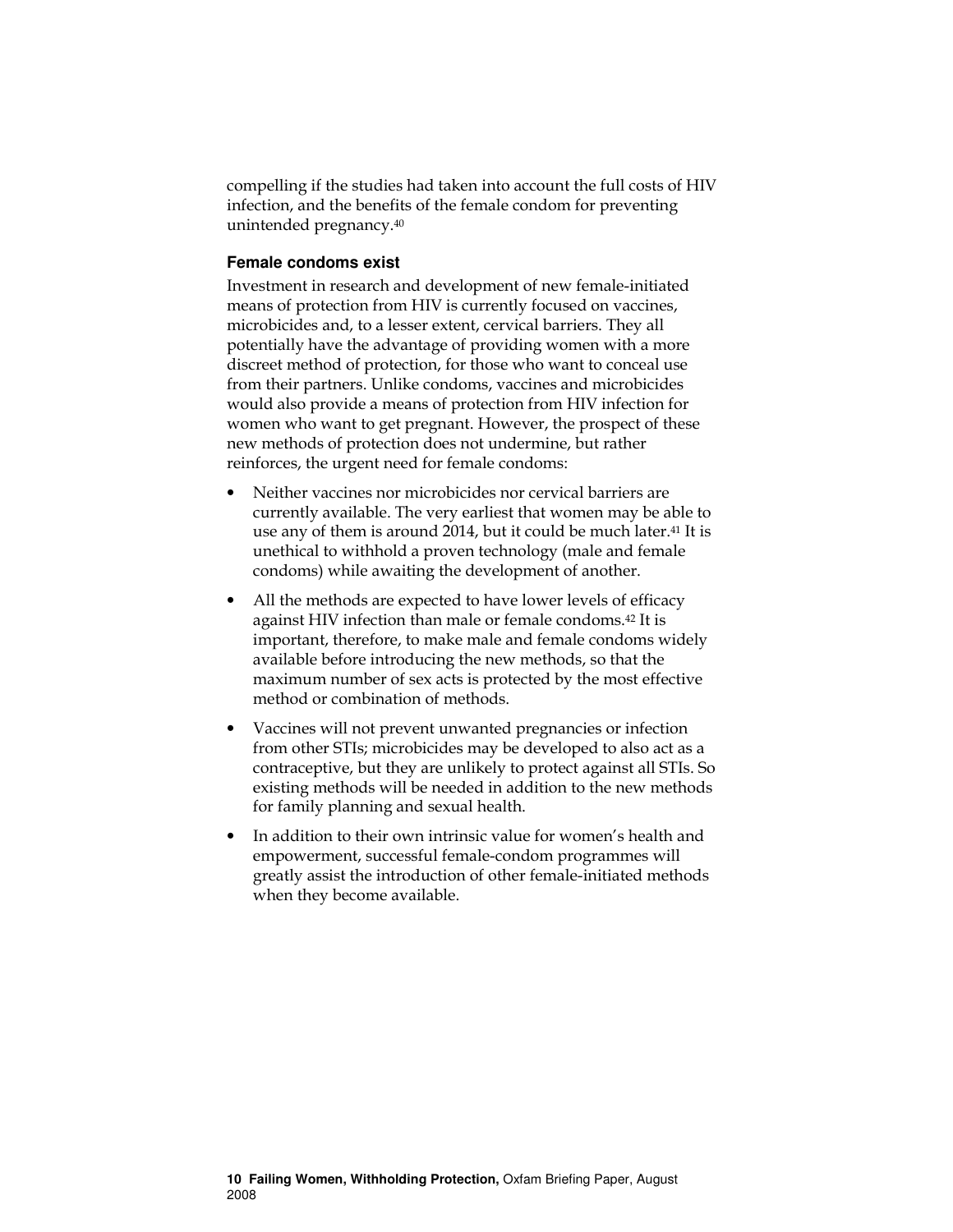compelling if the studies had taken into account the full costs of HIV infection, and the benefits of the female condom for preventing unintended pregnancy.[40]

### Female condoms exist

Investment in research and development of new female-initiated means of protection from HIV is currently focused on vaccines, microbicides and, to a lesser extent, cervical barriers. They all potentially have the advantage of providing women with a more discreet method of protection, for those who want to conceal use from their partners. Unlike condoms, vaccines and microbicides would also provide a means of protection from HIV infection for women who want to get pregnant. However, the prospect of these new methods of protection does not undermine, but rather reinforces, the urgent need for female condoms:

- Neither vaccines nor microbicides nor cervical barriers are currently available. The very earliest that women may be able to use any of them is around 2014, but it could be much later.[41] It is unethical to withhold a proven technology (male and female condoms) while awaiting the development of another.
- All the methods are expected to have lower levels of efficacy against HIV infection than male or female condoms.[42] It is important, therefore, to make male and female condoms widely available before introducing the new methods, so that the maximum number of sex acts is protected by the most effective method or combination of methods.
- Vaccines will not prevent unwanted pregnancies or infection from other STIs; microbicides may be developed to also act as a contraceptive, but they are unlikely to protect against all STIs. So existing methods will be needed in addition to the new methods for family planning and sexual health.
- In addition to their own intrinsic value for women's health and empowerment, successful female-condom programmes will greatly assist the introduction of other female-initiated methods when they become available.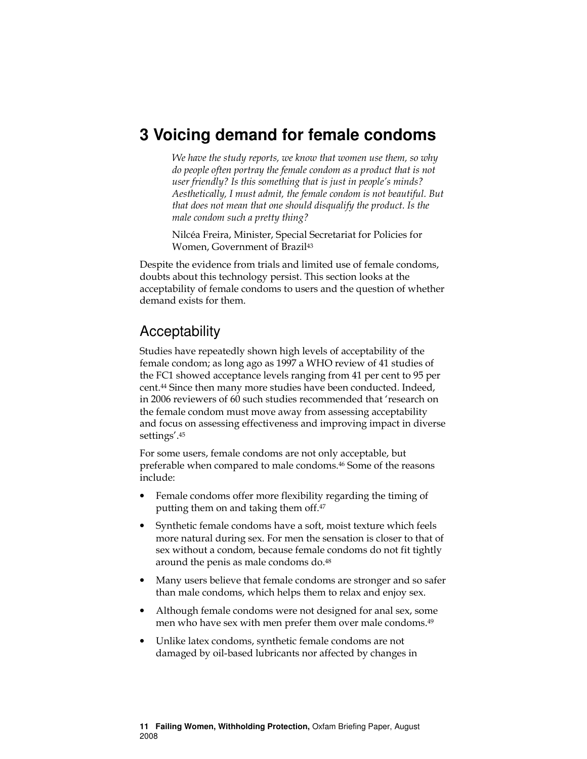# 3 Voicing demand for female condoms

> *We have the study reports, we know that women use them, so why do people often portray the female condom as a product that is not user friendly? Is this something that is just in people's minds? Aesthetically, I must admit, the female condom is not beautiful. But that does not mean that one should disqualify the product. Is the male condom such a pretty thing?*
>
> Nilcéa Freira, Minister, Special Secretariat for Policies for Women, Government of Brazil[43]

Despite the evidence from trials and limited use of female condoms, doubts about this technology persist. This section looks at the acceptability of female condoms to users and the question of whether demand exists for them.

## Acceptability

Studies have repeatedly shown high levels of acceptability of the female condom; as long ago as 1997 a WHO review of 41 studies of the FC1 showed acceptance levels ranging from 41 per cent to 95 per cent.[44] Since then many more studies have been conducted. Indeed, in 2006 reviewers of 60 such studies recommended that 'research on the female condom must move away from assessing acceptability and focus on assessing effectiveness and improving impact in diverse settings'.[45]

For some users, female condoms are not only acceptable, but preferable when compared to male condoms.[46] Some of the reasons include:

- Female condoms offer more flexibility regarding the timing of putting them on and taking them off.[47]
- Synthetic female condoms have a soft, moist texture which feels more natural during sex. For men the sensation is closer to that of sex without a condom, because female condoms do not fit tightly around the penis as male condoms do.[48]
- Many users believe that female condoms are stronger and so safer than male condoms, which helps them to relax and enjoy sex.
- Although female condoms were not designed for anal sex, some men who have sex with men prefer them over male condoms.[49]
- Unlike latex condoms, synthetic female condoms are not damaged by oil-based lubricants nor affected by changes in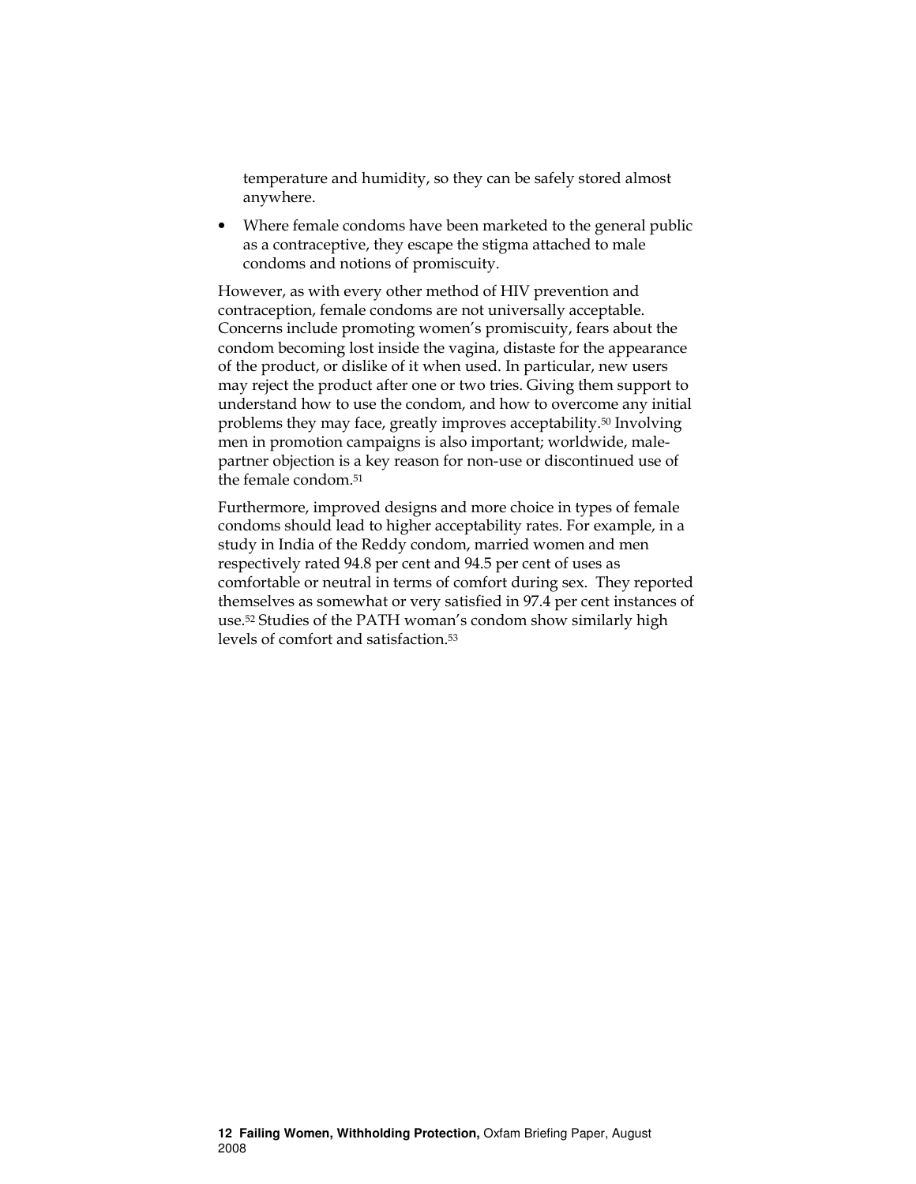temperature and humidity, so they can be safely stored almost anywhere.

- Where female condoms have been marketed to the general public as a contraceptive, they escape the stigma attached to male condoms and notions of promiscuity.

However, as with every other method of HIV prevention and contraception, female condoms are not universally acceptable. Concerns include promoting women's promiscuity, fears about the condom becoming lost inside the vagina, distaste for the appearance of the product, or dislike of it when used. In particular, new users may reject the product after one or two tries. Giving them support to understand how to use the condom, and how to overcome any initial problems they may face, greatly improves acceptability.[50] Involving men in promotion campaigns is also important; worldwide, male-partner objection is a key reason for non-use or discontinued use of the female condom.[51]

Furthermore, improved designs and more choice in types of female condoms should lead to higher acceptability rates. For example, in a study in India of the Reddy condom, married women and men respectively rated 94.8 per cent and 94.5 per cent of uses as comfortable or neutral in terms of comfort during sex. They reported themselves as somewhat or very satisfied in 97.4 per cent instances of use.[52] Studies of the PATH woman's condom show similarly high levels of comfort and satisfaction.[53]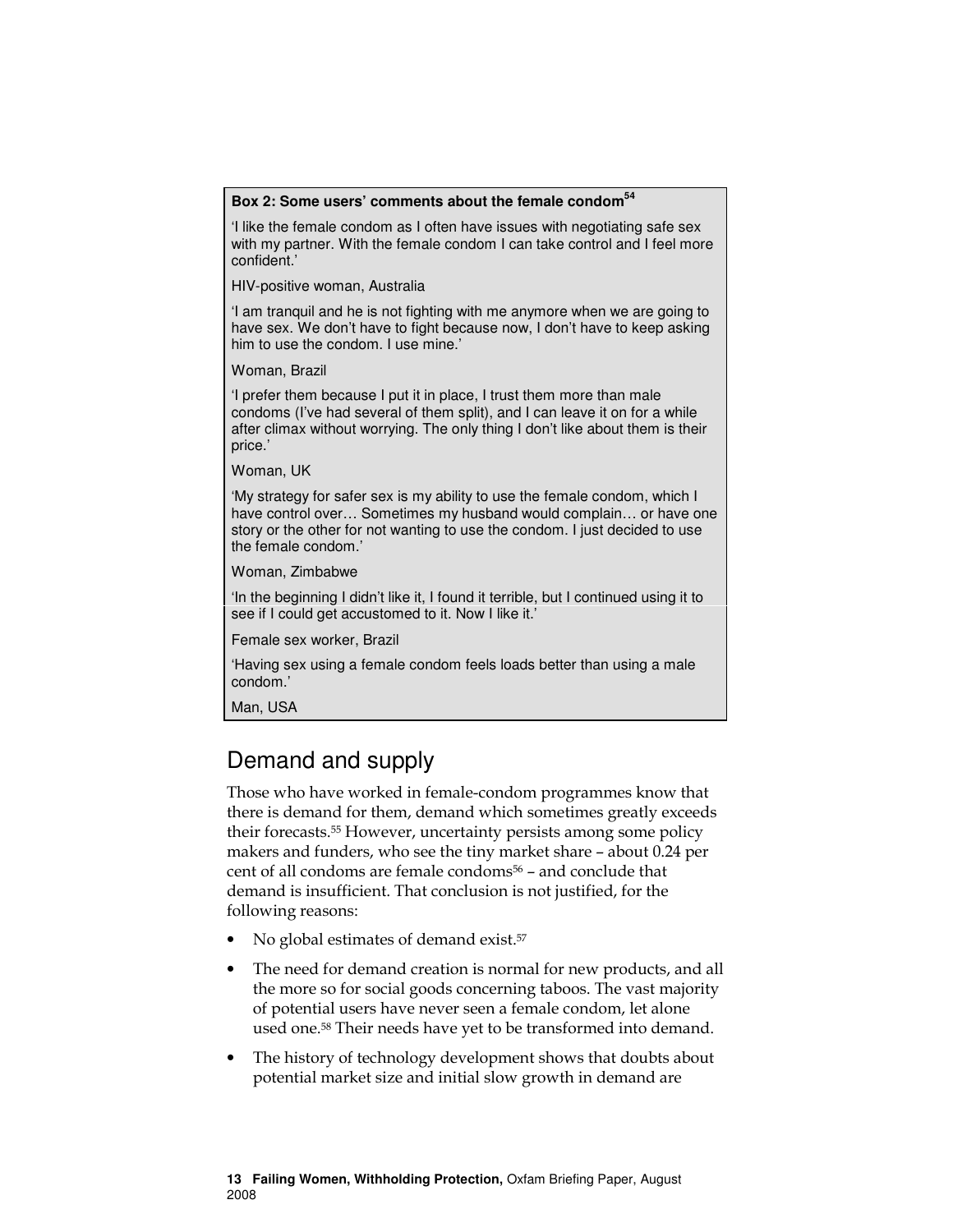**Box 2: Some users' comments about the female condom[54]**

'I like the female condom as I often have issues with negotiating safe sex with my partner. With the female condom I can take control and I feel more confident.'

HIV-positive woman, Australia

'I am tranquil and he is not fighting with me anymore when we are going to have sex. We don't have to fight because now, I don't have to keep asking him to use the condom. I use mine.'

Woman, Brazil

'I prefer them because I put it in place, I trust them more than male condoms (I've had several of them split), and I can leave it on for a while after climax without worrying. The only thing I don't like about them is their price.'

Woman, UK

'My strategy for safer sex is my ability to use the female condom, which I have control over… Sometimes my husband would complain… or have one story or the other for not wanting to use the condom. I just decided to use the female condom.'

Woman, Zimbabwe

'In the beginning I didn't like it, I found it terrible, but I continued using it to see if I could get accustomed to it. Now I like it.'

Female sex worker, Brazil

'Having sex using a female condom feels loads better than using a male condom.'

Man, USA

## Demand and supply

Those who have worked in female-condom programmes know that there is demand for them, demand which sometimes greatly exceeds their forecasts.[55] However, uncertainty persists among some policy makers and funders, who see the tiny market share – about 0.24 per cent of all condoms are female condoms[56] – and conclude that demand is insufficient. That conclusion is not justified, for the following reasons:

- No global estimates of demand exist.[57]
- The need for demand creation is normal for new products, and all the more so for social goods concerning taboos. The vast majority of potential users have never seen a female condom, let alone used one.[58] Their needs have yet to be transformed into demand.
- The history of technology development shows that doubts about potential market size and initial slow growth in demand are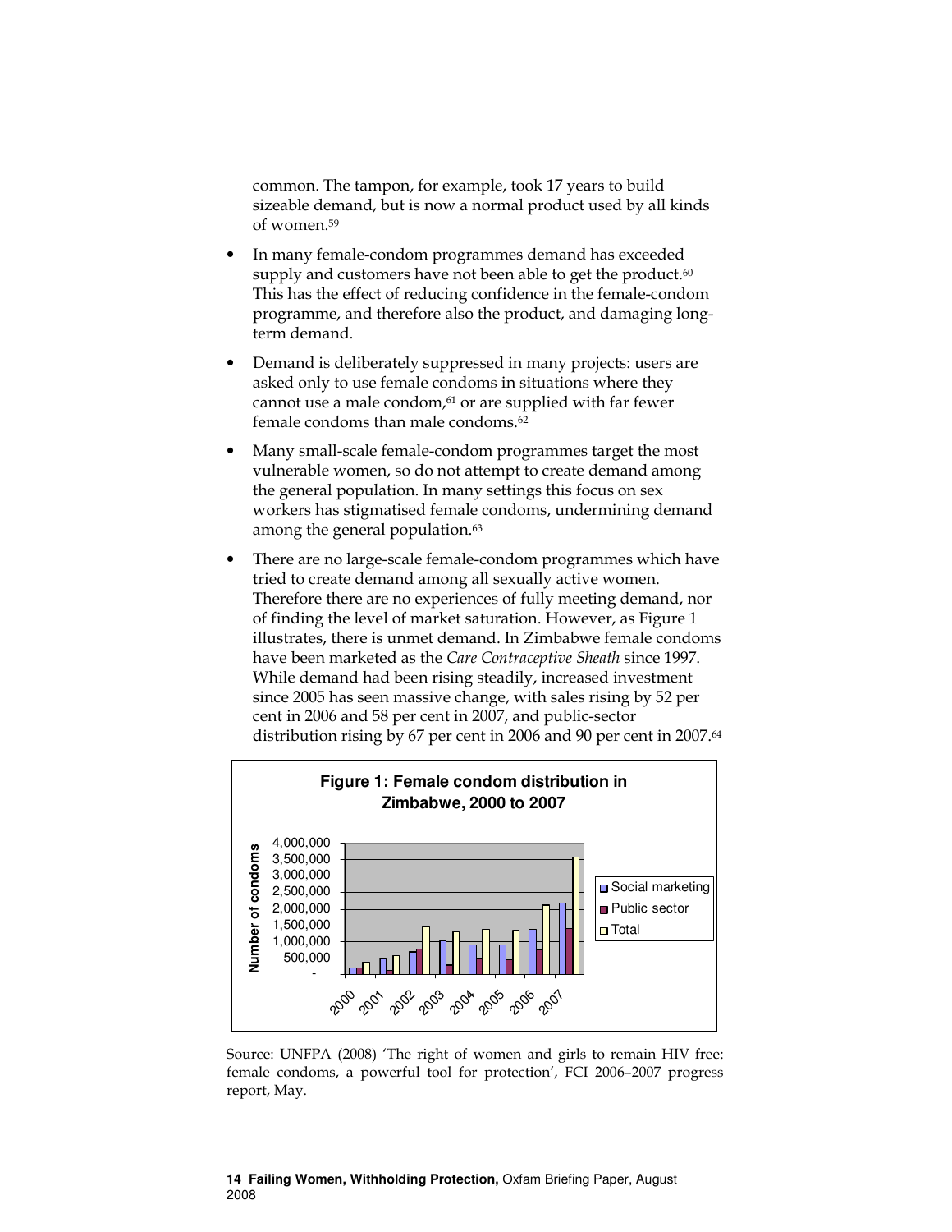common. The tampon, for example, took 17 years to build sizeable demand, but is now a normal product used by all kinds of women.[59]

- In many female-condom programmes demand has exceeded supply and customers have not been able to get the product.[60] This has the effect of reducing confidence in the female-condom programme, and therefore also the product, and damaging long-term demand.
- Demand is deliberately suppressed in many projects: users are asked only to use female condoms in situations where they cannot use a male condom,[61] or are supplied with far fewer female condoms than male condoms.[62]
- Many small-scale female-condom programmes target the most vulnerable women, so do not attempt to create demand among the general population. In many settings this focus on sex workers has stigmatised female condoms, undermining demand among the general population.[63]
- There are no large-scale female-condom programmes which have tried to create demand among all sexually active women. Therefore there are no experiences of fully meeting demand, nor of finding the level of market saturation. However, as Figure 1 illustrates, there is unmet demand. In Zimbabwe female condoms have been marketed as the *Care Contraceptive Sheath* since 1997. While demand had been rising steadily, increased investment since 2005 has seen massive change, with sales rising by 52 per cent in 2006 and 58 per cent in 2007, and public-sector distribution rising by 67 per cent in 2006 and 90 per cent in 2007.[64]

**Figure 1: Female condom distribution in Zimbabwe, 2000 to 2007**

Source: UNFPA (2008) 'The right of women and girls to remain HIV free: female condoms, a powerful tool for protection', FCI 2006–2007 progress report, May.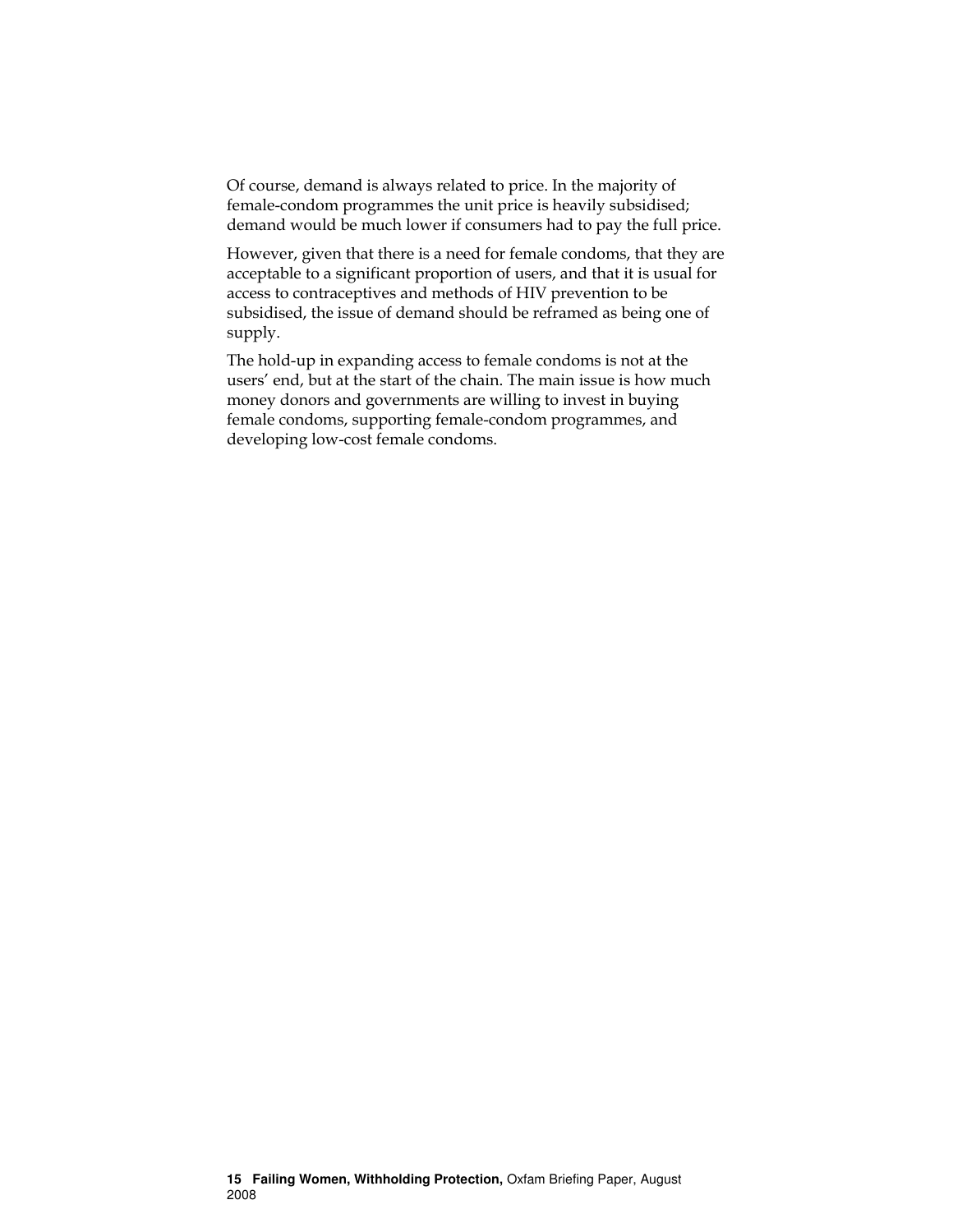Of course, demand is always related to price. In the majority of female-condom programmes the unit price is heavily subsidised; demand would be much lower if consumers had to pay the full price.

However, given that there is a need for female condoms, that they are acceptable to a significant proportion of users, and that it is usual for access to contraceptives and methods of HIV prevention to be subsidised, the issue of demand should be reframed as being one of supply.

The hold-up in expanding access to female condoms is not at the users' end, but at the start of the chain. The main issue is how much money donors and governments are willing to invest in buying female condoms, supporting female-condom programmes, and developing low-cost female condoms.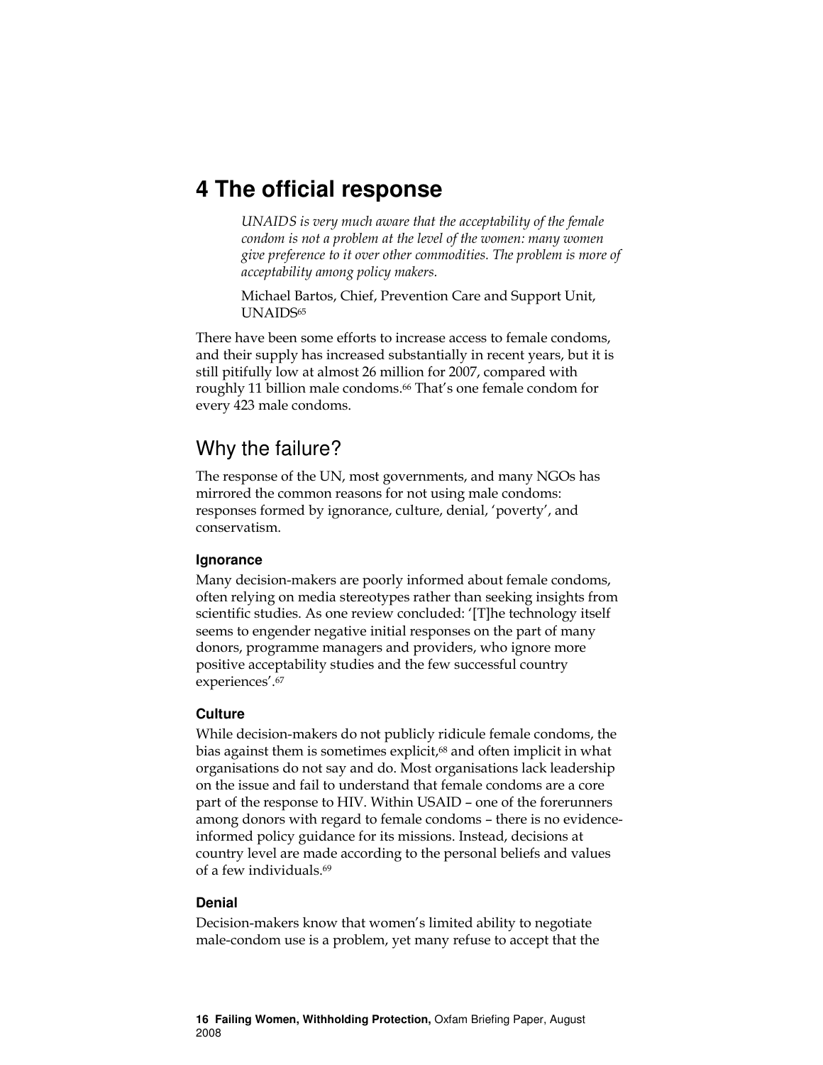# 4 The official response

> *UNAIDS is very much aware that the acceptability of the female condom is not a problem at the level of the women: many women give preference to it over other commodities. The problem is more of acceptability among policy makers.*
>
> Michael Bartos, Chief, Prevention Care and Support Unit, UNAIDS[65]

There have been some efforts to increase access to female condoms, and their supply has increased substantially in recent years, but it is still pitifully low at almost 26 million for 2007, compared with roughly 11 billion male condoms.[66] That's one female condom for every 423 male condoms.

## Why the failure?

The response of the UN, most governments, and many NGOs has mirrored the common reasons for not using male condoms: responses formed by ignorance, culture, denial, 'poverty', and conservatism.

### Ignorance

Many decision-makers are poorly informed about female condoms, often relying on media stereotypes rather than seeking insights from scientific studies. As one review concluded: '[T]he technology itself seems to engender negative initial responses on the part of many donors, programme managers and providers, who ignore more positive acceptability studies and the few successful country experiences'.[67]

### Culture

While decision-makers do not publicly ridicule female condoms, the bias against them is sometimes explicit,[68] and often implicit in what organisations do not say and do. Most organisations lack leadership on the issue and fail to understand that female condoms are a core part of the response to HIV. Within USAID – one of the forerunners among donors with regard to female condoms – there is no evidence-informed policy guidance for its missions. Instead, decisions at country level are made according to the personal beliefs and values of a few individuals.[69]

### Denial

Decision-makers know that women's limited ability to negotiate male-condom use is a problem, yet many refuse to accept that the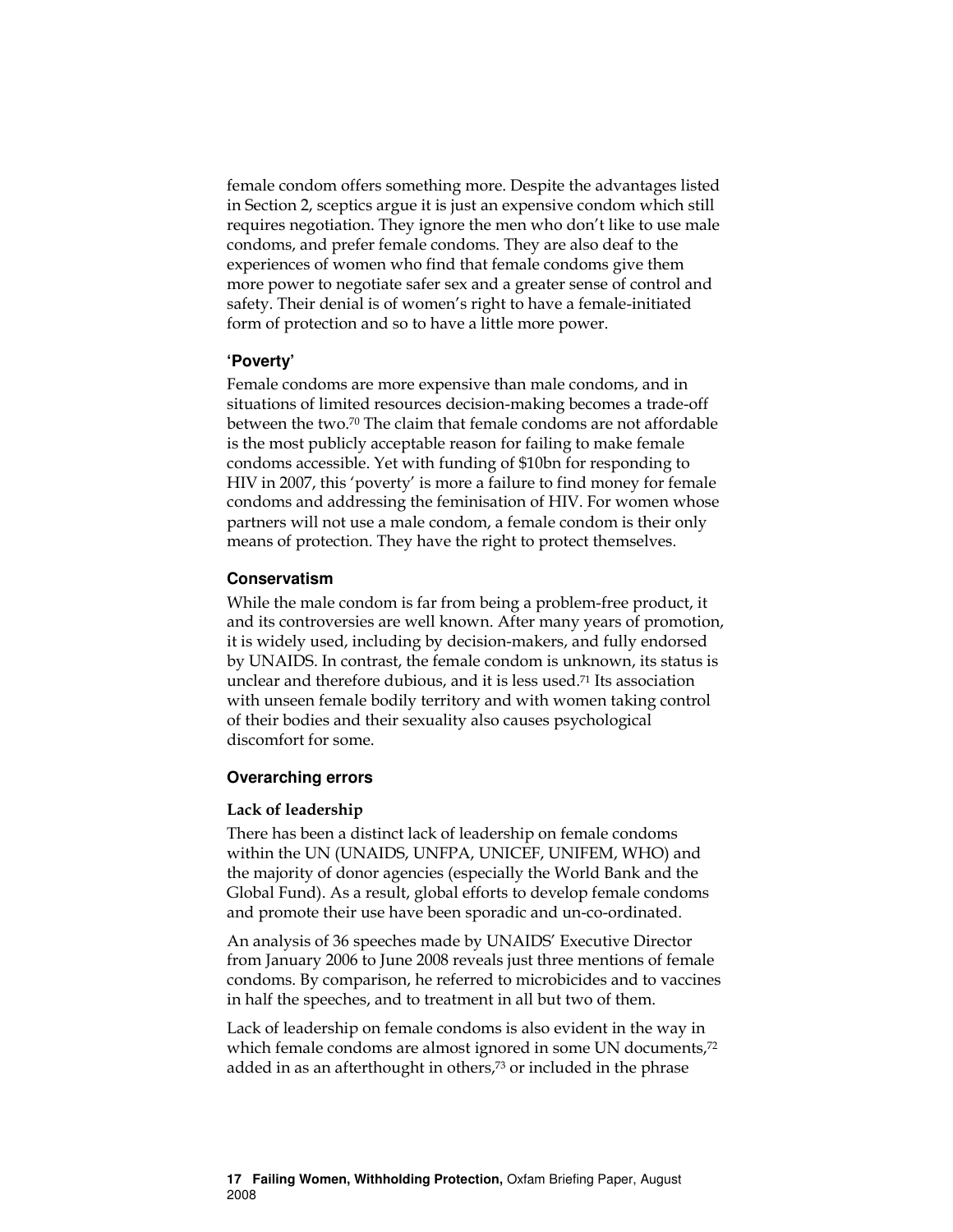female condom offers something more. Despite the advantages listed in Section 2, sceptics argue it is just an expensive condom which still requires negotiation. They ignore the men who don't like to use male condoms, and prefer female condoms. They are also deaf to the experiences of women who find that female condoms give them more power to negotiate safer sex and a greater sense of control and safety. Their denial is of women's right to have a female-initiated form of protection and so to have a little more power.

### 'Poverty'

Female condoms are more expensive than male condoms, and in situations of limited resources decision-making becomes a trade-off between the two.[70] The claim that female condoms are not affordable is the most publicly acceptable reason for failing to make female condoms accessible. Yet with funding of $10bn for responding to HIV in 2007, this 'poverty' is more a failure to find money for female condoms and addressing the feminisation of HIV. For women whose partners will not use a male condom, a female condom is their only means of protection. They have the right to protect themselves.

### Conservatism

While the male condom is far from being a problem-free product, it and its controversies are well known. After many years of promotion, it is widely used, including by decision-makers, and fully endorsed by UNAIDS. In contrast, the female condom is unknown, its status is unclear and therefore dubious, and it is less used.[71] Its association with unseen female bodily territory and with women taking control of their bodies and their sexuality also causes psychological discomfort for some.

### Overarching errors

#### Lack of leadership

There has been a distinct lack of leadership on female condoms within the UN (UNAIDS, UNFPA, UNICEF, UNIFEM, WHO) and the majority of donor agencies (especially the World Bank and the Global Fund). As a result, global efforts to develop female condoms and promote their use have been sporadic and un-co-ordinated.

An analysis of 36 speeches made by UNAIDS' Executive Director from January 2006 to June 2008 reveals just three mentions of female condoms. By comparison, he referred to microbicides and to vaccines in half the speeches, and to treatment in all but two of them.

Lack of leadership on female condoms is also evident in the way in which female condoms are almost ignored in some UN documents,[72] added in as an afterthought in others,[73] or included in the phrase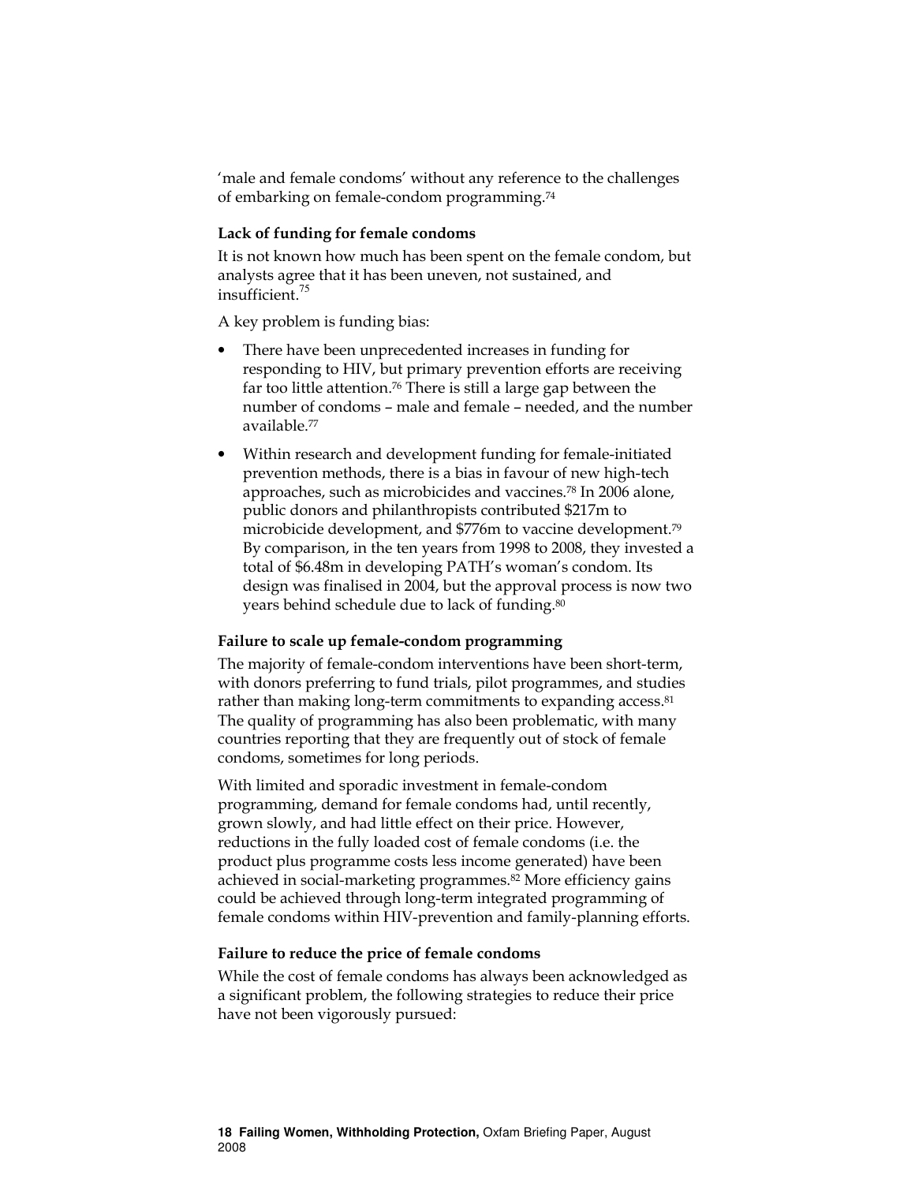'male and female condoms' without any reference to the challenges of embarking on female-condom programming.[74]

**Lack of funding for female condoms**

It is not known how much has been spent on the female condom, but analysts agree that it has been uneven, not sustained, and insufficient.[75]

A key problem is funding bias:

- There have been unprecedented increases in funding for responding to HIV, but primary prevention efforts are receiving far too little attention.[76] There is still a large gap between the number of condoms – male and female – needed, and the number available.[77]
- Within research and development funding for female-initiated prevention methods, there is a bias in favour of new high-tech approaches, such as microbicides and vaccines.[78] In 2006 alone, public donors and philanthropists contributed $217m to microbicide development, and $776m to vaccine development.[79] By comparison, in the ten years from 1998 to 2008, they invested a total of $6.48m in developing PATH's woman's condom. Its design was finalised in 2004, but the approval process is now two years behind schedule due to lack of funding.[80]

**Failure to scale up female-condom programming**

The majority of female-condom interventions have been short-term, with donors preferring to fund trials, pilot programmes, and studies rather than making long-term commitments to expanding access.[81] The quality of programming has also been problematic, with many countries reporting that they are frequently out of stock of female condoms, sometimes for long periods.

With limited and sporadic investment in female-condom programming, demand for female condoms had, until recently, grown slowly, and had little effect on their price. However, reductions in the fully loaded cost of female condoms (i.e. the product plus programme costs less income generated) have been achieved in social-marketing programmes.[82] More efficiency gains could be achieved through long-term integrated programming of female condoms within HIV-prevention and family-planning efforts.

**Failure to reduce the price of female condoms**

While the cost of female condoms has always been acknowledged as a significant problem, the following strategies to reduce their price have not been vigorously pursued: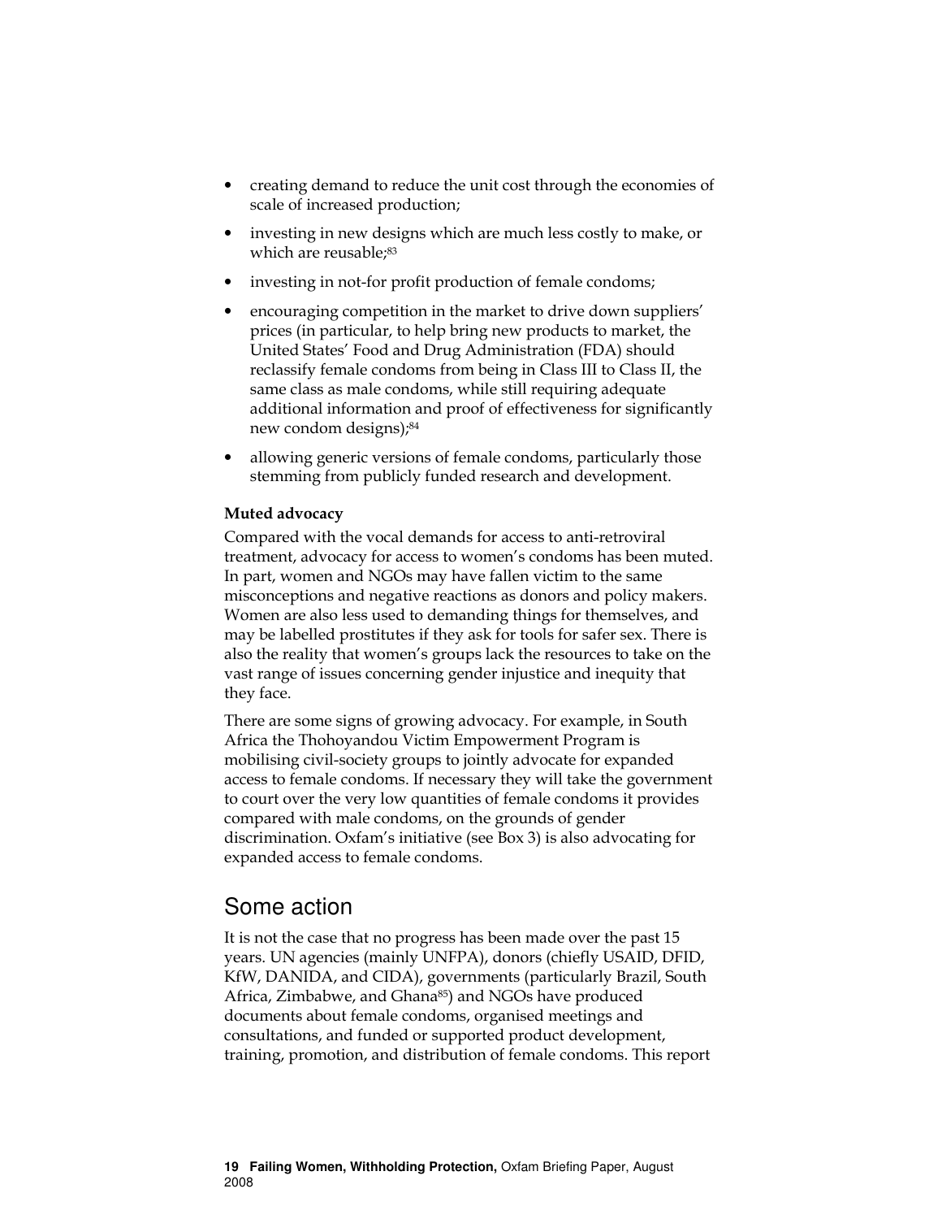- creating demand to reduce the unit cost through the economies of scale of increased production;
- investing in new designs which are much less costly to make, or which are reusable;[83]
- investing in not-for profit production of female condoms;
- encouraging competition in the market to drive down suppliers' prices (in particular, to help bring new products to market, the United States' Food and Drug Administration (FDA) should reclassify female condoms from being in Class III to Class II, the same class as male condoms, while still requiring adequate additional information and proof of effectiveness for significantly new condom designs);[84]
- allowing generic versions of female condoms, particularly those stemming from publicly funded research and development.

**Muted advocacy**

Compared with the vocal demands for access to anti-retroviral treatment, advocacy for access to women's condoms has been muted. In part, women and NGOs may have fallen victim to the same misconceptions and negative reactions as donors and policy makers. Women are also less used to demanding things for themselves, and may be labelled prostitutes if they ask for tools for safer sex. There is also the reality that women's groups lack the resources to take on the vast range of issues concerning gender injustice and inequity that they face.

There are some signs of growing advocacy. For example, in South Africa the Thohoyandou Victim Empowerment Program is mobilising civil-society groups to jointly advocate for expanded access to female condoms. If necessary they will take the government to court over the very low quantities of female condoms it provides compared with male condoms, on the grounds of gender discrimination. Oxfam's initiative (see Box 3) is also advocating for expanded access to female condoms.

## Some action

It is not the case that no progress has been made over the past 15 years. UN agencies (mainly UNFPA), donors (chiefly USAID, DFID, KfW, DANIDA, and CIDA), governments (particularly Brazil, South Africa, Zimbabwe, and Ghana[85]) and NGOs have produced documents about female condoms, organised meetings and consultations, and funded or supported product development, training, promotion, and distribution of female condoms. This report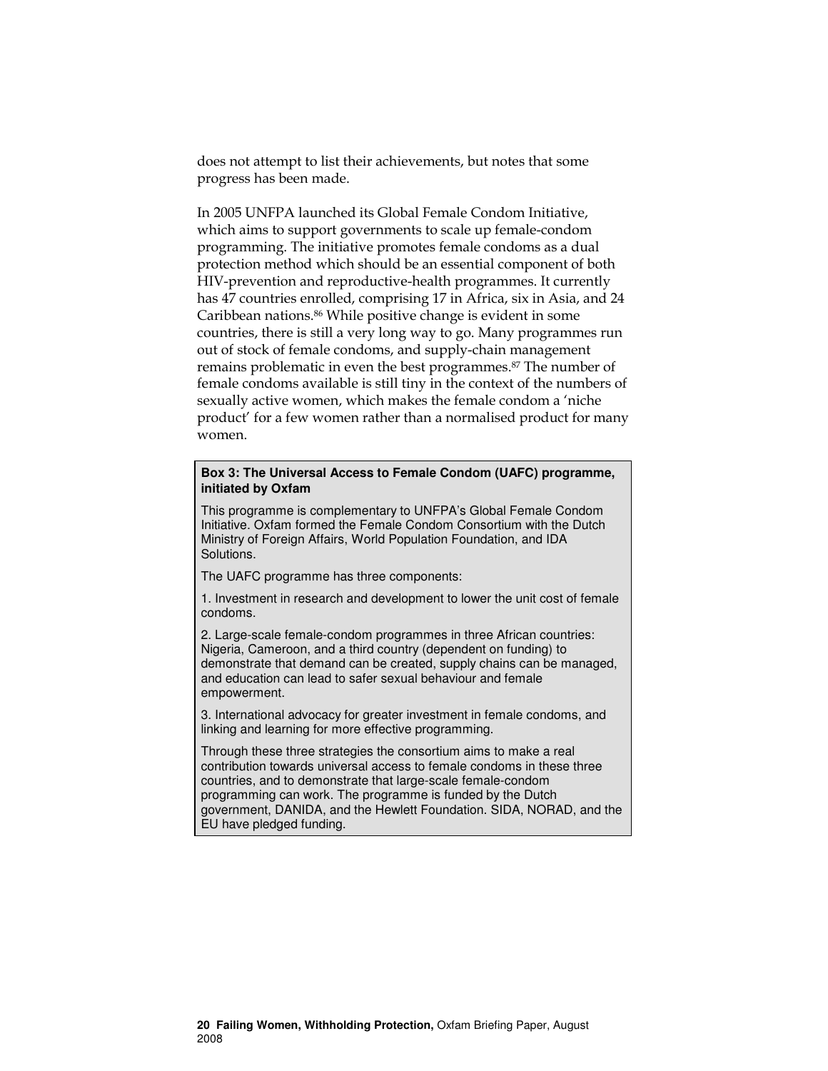does not attempt to list their achievements, but notes that some progress has been made.

In 2005 UNFPA launched its Global Female Condom Initiative, which aims to support governments to scale up female-condom programming. The initiative promotes female condoms as a dual protection method which should be an essential component of both HIV-prevention and reproductive-health programmes. It currently has 47 countries enrolled, comprising 17 in Africa, six in Asia, and 24 Caribbean nations.[86] While positive change is evident in some countries, there is still a very long way to go. Many programmes run out of stock of female condoms, and supply-chain management remains problematic in even the best programmes.[87] The number of female condoms available is still tiny in the context of the numbers of sexually active women, which makes the female condom a 'niche product' for a few women rather than a normalised product for many women.

> **Box 3: The Universal Access to Female Condom (UAFC) programme, initiated by Oxfam**
>
> This programme is complementary to UNFPA's Global Female Condom Initiative. Oxfam formed the Female Condom Consortium with the Dutch Ministry of Foreign Affairs, World Population Foundation, and IDA Solutions.
>
> The UAFC programme has three components:
>
> 1. Investment in research and development to lower the unit cost of female condoms.
>
> 2. Large-scale female-condom programmes in three African countries: Nigeria, Cameroon, and a third country (dependent on funding) to demonstrate that demand can be created, supply chains can be managed, and education can lead to safer sexual behaviour and female empowerment.
>
> 3. International advocacy for greater investment in female condoms, and linking and learning for more effective programming.
>
> Through these three strategies the consortium aims to make a real contribution towards universal access to female condoms in these three countries, and to demonstrate that large-scale female-condom programming can work. The programme is funded by the Dutch government, DANIDA, and the Hewlett Foundation. SIDA, NORAD, and the EU have pledged funding.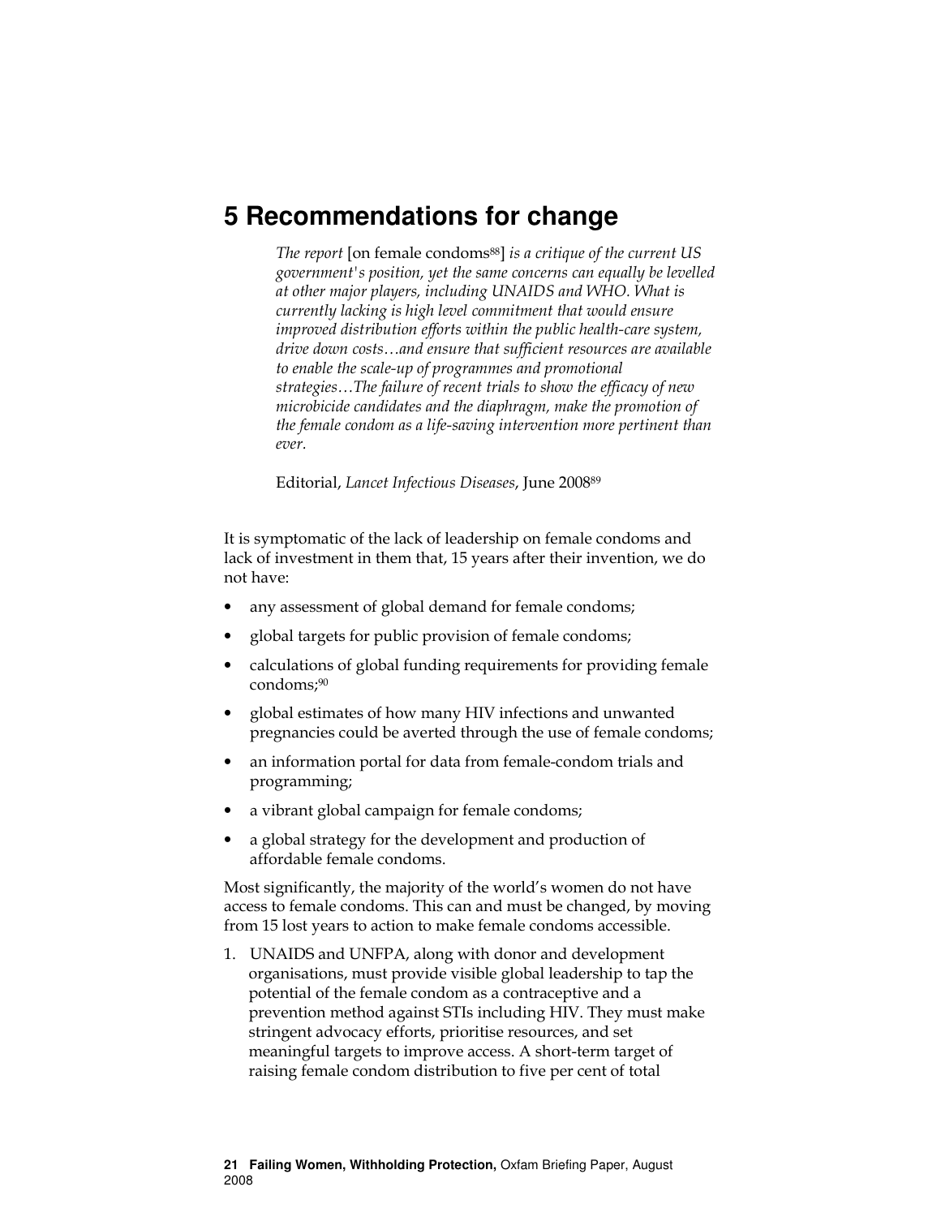# 5 Recommendations for change

> *The report* [on female condoms[88]] *is a critique of the current US government's position, yet the same concerns can equally be levelled at other major players, including UNAIDS and WHO. What is currently lacking is high level commitment that would ensure improved distribution efforts within the public health-care system, drive down costs…and ensure that sufficient resources are available to enable the scale-up of programmes and promotional strategies…The failure of recent trials to show the efficacy of new microbicide candidates and the diaphragm, make the promotion of the female condom as a life-saving intervention more pertinent than ever.*
>
> Editorial, *Lancet Infectious Diseases*, June 2008[89]

It is symptomatic of the lack of leadership on female condoms and lack of investment in them that, 15 years after their invention, we do not have:

- any assessment of global demand for female condoms;
- global targets for public provision of female condoms;
- calculations of global funding requirements for providing female condoms;[90]
- global estimates of how many HIV infections and unwanted pregnancies could be averted through the use of female condoms;
- an information portal for data from female-condom trials and programming;
- a vibrant global campaign for female condoms;
- a global strategy for the development and production of affordable female condoms.

Most significantly, the majority of the world's women do not have access to female condoms. This can and must be changed, by moving from 15 lost years to action to make female condoms accessible.

1. UNAIDS and UNFPA, along with donor and development organisations, must provide visible global leadership to tap the potential of the female condom as a contraceptive and a prevention method against STIs including HIV. They must make stringent advocacy efforts, prioritise resources, and set meaningful targets to improve access. A short-term target of raising female condom distribution to five per cent of total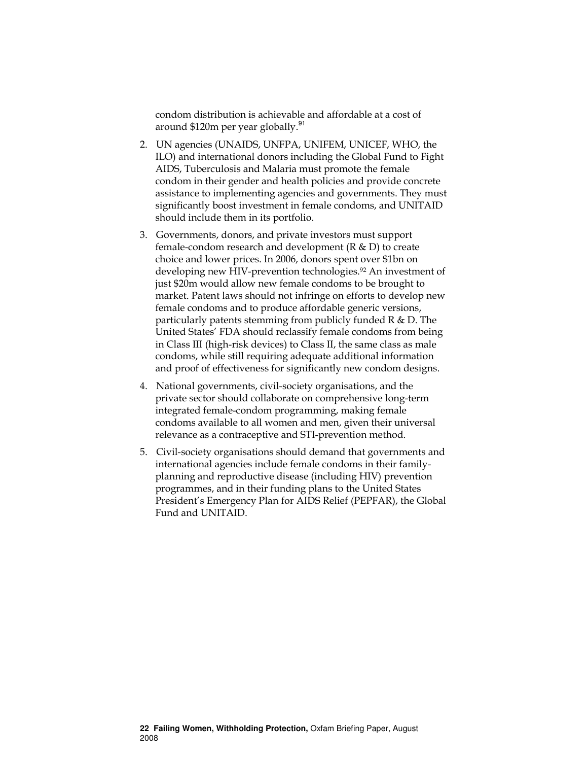condom distribution is achievable and affordable at a cost of around $120m per year globally.[91]

2. UN agencies (UNAIDS, UNFPA, UNIFEM, UNICEF, WHO, the ILO) and international donors including the Global Fund to Fight AIDS, Tuberculosis and Malaria must promote the female condom in their gender and health policies and provide concrete assistance to implementing agencies and governments. They must significantly boost investment in female condoms, and UNITAID should include them in its portfolio.

3. Governments, donors, and private investors must support female-condom research and development (R & D) to create choice and lower prices. In 2006, donors spent over $1bn on developing new HIV-prevention technologies.[92] An investment of just $20m would allow new female condoms to be brought to market. Patent laws should not infringe on efforts to develop new female condoms and to produce affordable generic versions, particularly patents stemming from publicly funded R & D. The United States' FDA should reclassify female condoms from being in Class III (high-risk devices) to Class II, the same class as male condoms, while still requiring adequate additional information and proof of effectiveness for significantly new condom designs.

4. National governments, civil-society organisations, and the private sector should collaborate on comprehensive long-term integrated female-condom programming, making female condoms available to all women and men, given their universal relevance as a contraceptive and STI-prevention method.

5. Civil-society organisations should demand that governments and international agencies include female condoms in their family-planning and reproductive disease (including HIV) prevention programmes, and in their funding plans to the United States President's Emergency Plan for AIDS Relief (PEPFAR), the Global Fund and UNITAID.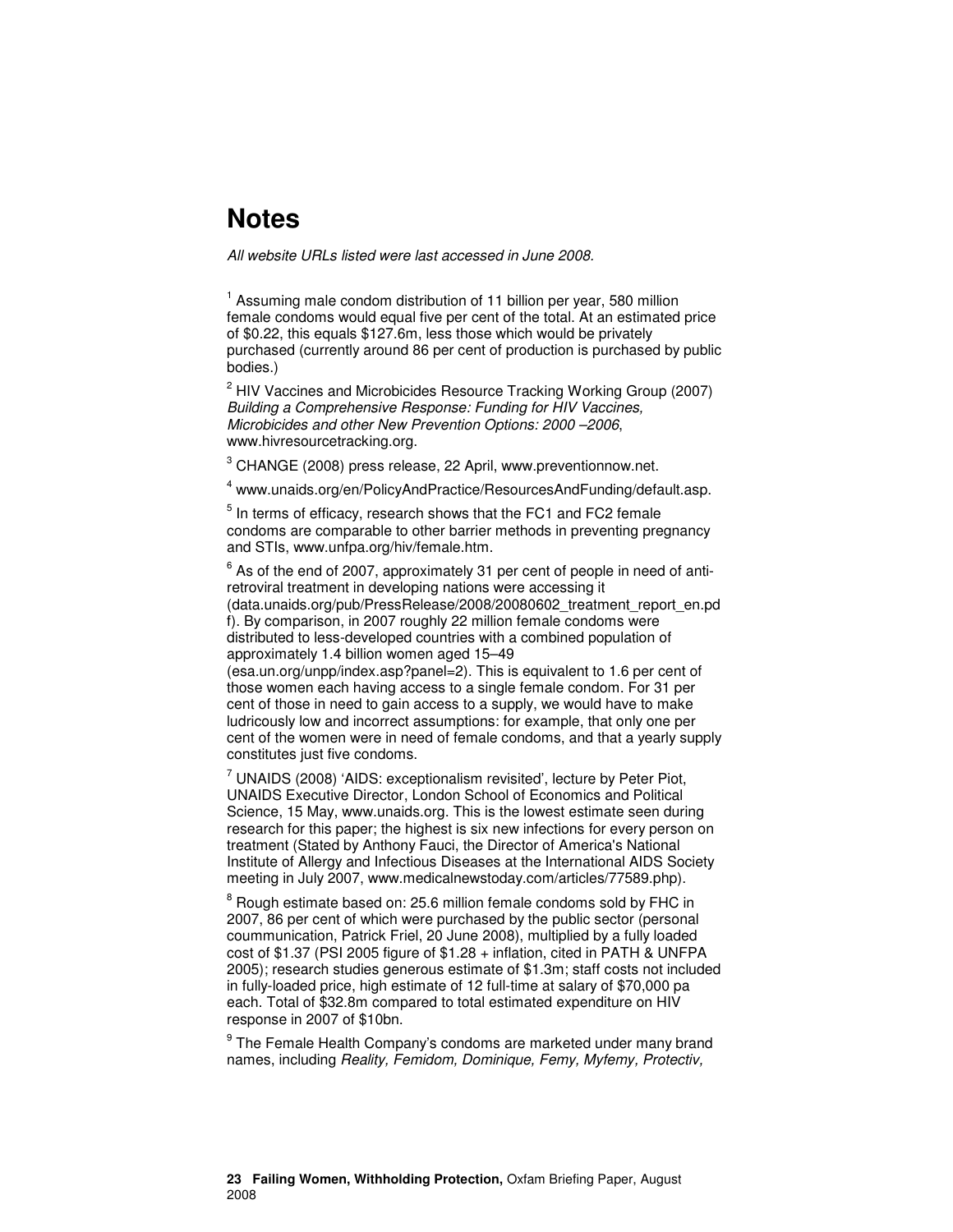# Notes

*All website URLs listed were last accessed in June 2008.*

[1] Assuming male condom distribution of 11 billion per year, 580 million female condoms would equal five per cent of the total. At an estimated price of $0.22, this equals $127.6m, less those which would be privately purchased (currently around 86 per cent of production is purchased by public bodies.)

[2] HIV Vaccines and Microbicides Resource Tracking Working Group (2007) *Building a Comprehensive Response: Funding for HIV Vaccines, Microbicides and other New Prevention Options: 2000 –2006*, www.hivresourcetracking.org.

[3] CHANGE (2008) press release, 22 April, www.preventionnow.net.

[4] www.unaids.org/en/PolicyAndPractice/ResourcesAndFunding/default.asp.

[5] In terms of efficacy, research shows that the FC1 and FC2 female condoms are comparable to other barrier methods in preventing pregnancy and STIs, www.unfpa.org/hiv/female.htm.

[6] As of the end of 2007, approximately 31 per cent of people in need of anti-retroviral treatment in developing nations were accessing it (data.unaids.org/pub/PressRelease/2008/20080602_treatment_report_en.pdf). By comparison, in 2007 roughly 22 million female condoms were distributed to less-developed countries with a combined population of approximately 1.4 billion women aged 15–49 (esa.un.org/unpp/index.asp?panel=2). This is equivalent to 1.6 per cent of those women each having access to a single female condom. For 31 per cent of those in need to gain access to a supply, we would have to make ludicrously low and incorrect assumptions: for example, that only one per cent of the women were in need of female condoms, and that a yearly supply constitutes just five condoms.

[7] UNAIDS (2008) 'AIDS: exceptionalism revisited', lecture by Peter Piot, UNAIDS Executive Director, London School of Economics and Political Science, 15 May, www.unaids.org. This is the lowest estimate seen during research for this paper; the highest is six new infections for every person on treatment (Stated by Anthony Fauci, the Director of America's National Institute of Allergy and Infectious Diseases at the International AIDS Society meeting in July 2007, www.medicalnewstoday.com/articles/77589.php).

[8] Rough estimate based on: 25.6 million female condoms sold by FHC in 2007, 86 per cent of which were purchased by the public sector (personal coummunication, Patrick Friel, 20 June 2008), multiplied by a fully loaded cost of $1.37 (PSI 2005 figure of $1.28 + inflation, cited in PATH & UNFPA 2005); research studies generous estimate of $1.3m; staff costs not included in fully-loaded price, high estimate of 12 full-time at salary of $70,000 pa each. Total of $32.8m compared to total estimated expenditure on HIV response in 2007 of $10bn.

[9] The Female Health Company's condoms are marketed under many brand names, including *Reality, Femidom, Dominique, Femy, Myfemy, Protectiv,*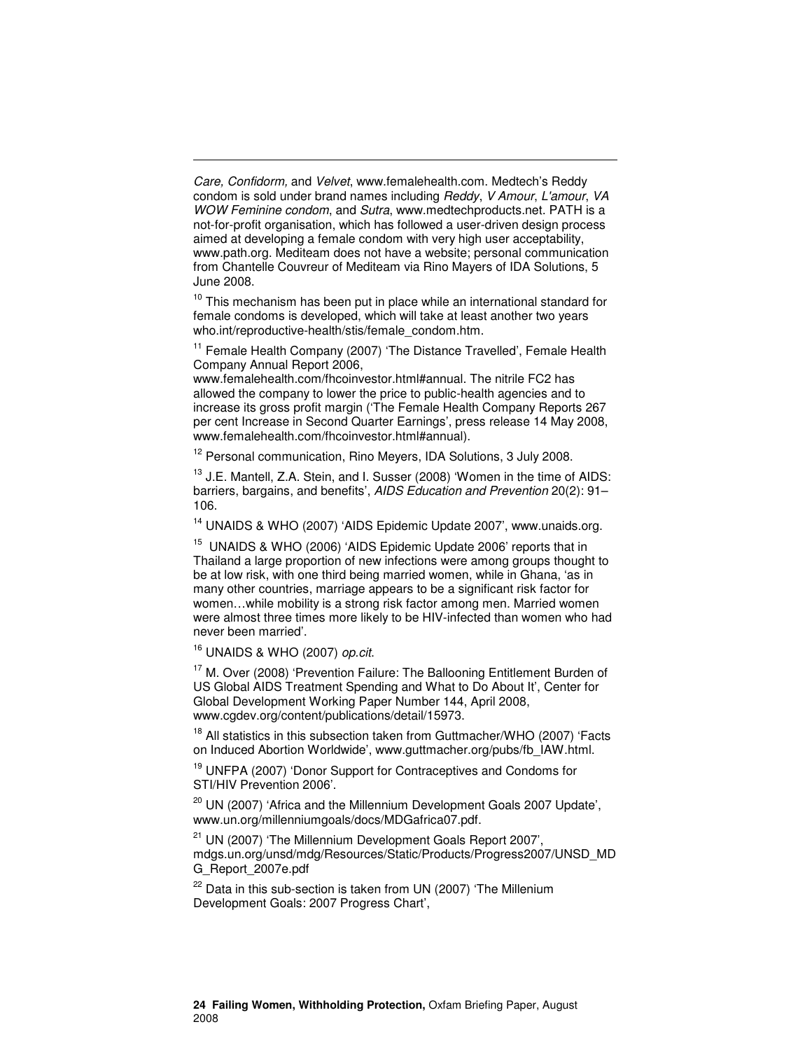*Care, Confidorm,* and *Velvet*, www.femalehealth.com. Medtech's Reddy condom is sold under brand names including *Reddy*, *V Amour*, *L'amour*, *VA WOW Feminine condom*, and *Sutra*, www.medtechproducts.net. PATH is a not-for-profit organisation, which has followed a user-driven design process aimed at developing a female condom with very high user acceptability, www.path.org. Mediteam does not have a website; personal communication from Chantelle Couvreur of Mediteam via Rino Mayers of IDA Solutions, 5 June 2008.

[10] This mechanism has been put in place while an international standard for female condoms is developed, which will take at least another two years who.int/reproductive-health/stis/female_condom.htm.

[11] Female Health Company (2007) 'The Distance Travelled', Female Health Company Annual Report 2006, www.femalehealth.com/fhcoinvestor.html#annual. The nitrile FC2 has allowed the company to lower the price to public-health agencies and to increase its gross profit margin ('The Female Health Company Reports 267 per cent Increase in Second Quarter Earnings', press release 14 May 2008, www.femalehealth.com/fhcoinvestor.html#annual).

[12] Personal communication, Rino Meyers, IDA Solutions, 3 July 2008.

[13] J.E. Mantell, Z.A. Stein, and I. Susser (2008) 'Women in the time of AIDS: barriers, bargains, and benefits', *AIDS Education and Prevention* 20(2): 91–106.

[14] UNAIDS & WHO (2007) 'AIDS Epidemic Update 2007', www.unaids.org.

[15] UNAIDS & WHO (2006) 'AIDS Epidemic Update 2006' reports that in Thailand a large proportion of new infections were among groups thought to be at low risk, with one third being married women, while in Ghana, 'as in many other countries, marriage appears to be a significant risk factor for women…while mobility is a strong risk factor among men. Married women were almost three times more likely to be HIV-infected than women who had never been married'.

[16] UNAIDS & WHO (2007) *op.cit.*

[17] M. Over (2008) 'Prevention Failure: The Ballooning Entitlement Burden of US Global AIDS Treatment Spending and What to Do About It', Center for Global Development Working Paper Number 144, April 2008, www.cgdev.org/content/publications/detail/15973.

[18] All statistics in this subsection taken from Guttmacher/WHO (2007) 'Facts on Induced Abortion Worldwide', www.guttmacher.org/pubs/fb_IAW.html.

[19] UNFPA (2007) 'Donor Support for Contraceptives and Condoms for STI/HIV Prevention 2006'.

[20] UN (2007) 'Africa and the Millennium Development Goals 2007 Update', www.un.org/millenniumgoals/docs/MDGafrica07.pdf.

[21] UN (2007) 'The Millennium Development Goals Report 2007', mdgs.un.org/unsd/mdg/Resources/Static/Products/Progress2007/UNSD_MDG_Report_2007e.pdf

[22] Data in this sub-section is taken from UN (2007) 'The Millenium Development Goals: 2007 Progress Chart',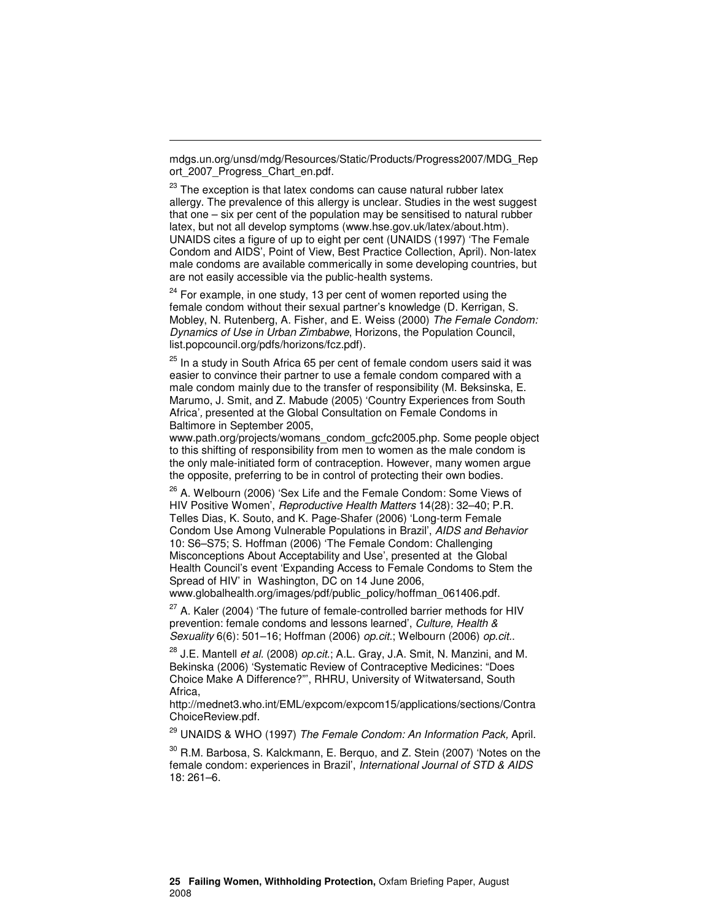mdgs.un.org/unsd/mdg/Resources/Static/Products/Progress2007/MDG_Report_2007_Progress_Chart_en.pdf.

[23] The exception is that latex condoms can cause natural rubber latex allergy. The prevalence of this allergy is unclear. Studies in the west suggest that one – six per cent of the population may be sensitised to natural rubber latex, but not all develop symptoms (www.hse.gov.uk/latex/about.htm). UNAIDS cites a figure of up to eight per cent (UNAIDS (1997) 'The Female Condom and AIDS', Point of View, Best Practice Collection, April). Non-latex male condoms are available commerically in some developing countries, but are not easily accessible via the public-health systems.

[24] For example, in one study, 13 per cent of women reported using the female condom without their sexual partner's knowledge (D. Kerrigan, S. Mobley, N. Rutenberg, A. Fisher, and E. Weiss (2000) *The Female Condom: Dynamics of Use in Urban Zimbabwe*, Horizons, the Population Council, list.popcouncil.org/pdfs/horizons/fcz.pdf).

[25] In a study in South Africa 65 per cent of female condom users said it was easier to convince their partner to use a female condom compared with a male condom mainly due to the transfer of responsibility (M. Beksinska, E. Marumo, J. Smit, and Z. Mabude (2005) 'Country Experiences from South Africa', presented at the Global Consultation on Female Condoms in Baltimore in September 2005, www.path.org/projects/womans_condom_gcfc2005.php. Some people object to this shifting of responsibility from men to women as the male condom is the only male-initiated form of contraception. However, many women argue the opposite, preferring to be in control of protecting their own bodies.

[26] A. Welbourn (2006) 'Sex Life and the Female Condom: Some Views of HIV Positive Women', *Reproductive Health Matters* 14(28): 32–40; P.R. Telles Dias, K. Souto, and K. Page-Shafer (2006) 'Long-term Female Condom Use Among Vulnerable Populations in Brazil', *AIDS and Behavior* 10: S6–S75; S. Hoffman (2006) 'The Female Condom: Challenging Misconceptions About Acceptability and Use', presented at the Global Health Council's event 'Expanding Access to Female Condoms to Stem the Spread of HIV' in Washington, DC on 14 June 2006, www.globalhealth.org/images/pdf/public_policy/hoffman_061406.pdf.

[27] A. Kaler (2004) 'The future of female-controlled barrier methods for HIV prevention: female condoms and lessons learned', *Culture, Health & Sexuality* 6(6): 501–16; Hoffman (2006) *op.cit.*; Welbourn (2006) *op.cit.*.

[28] J.E. Mantell *et al.* (2008) *op.cit.*; A.L. Gray, J.A. Smit, N. Manzini, and M. Bekinska (2006) 'Systematic Review of Contraceptive Medicines: "Does Choice Make A Difference?"', RHRU, University of Witwatersand, South Africa, http://mednet3.who.int/EML/expcom/expcom15/applications/sections/ContraChoiceReview.pdf.

[29] UNAIDS & WHO (1997) *The Female Condom: An Information Pack,* April.

[30] R.M. Barbosa, S. Kalckmann, E. Berquo, and Z. Stein (2007) 'Notes on the female condom: experiences in Brazil', *International Journal of STD & AIDS* 18: 261–6.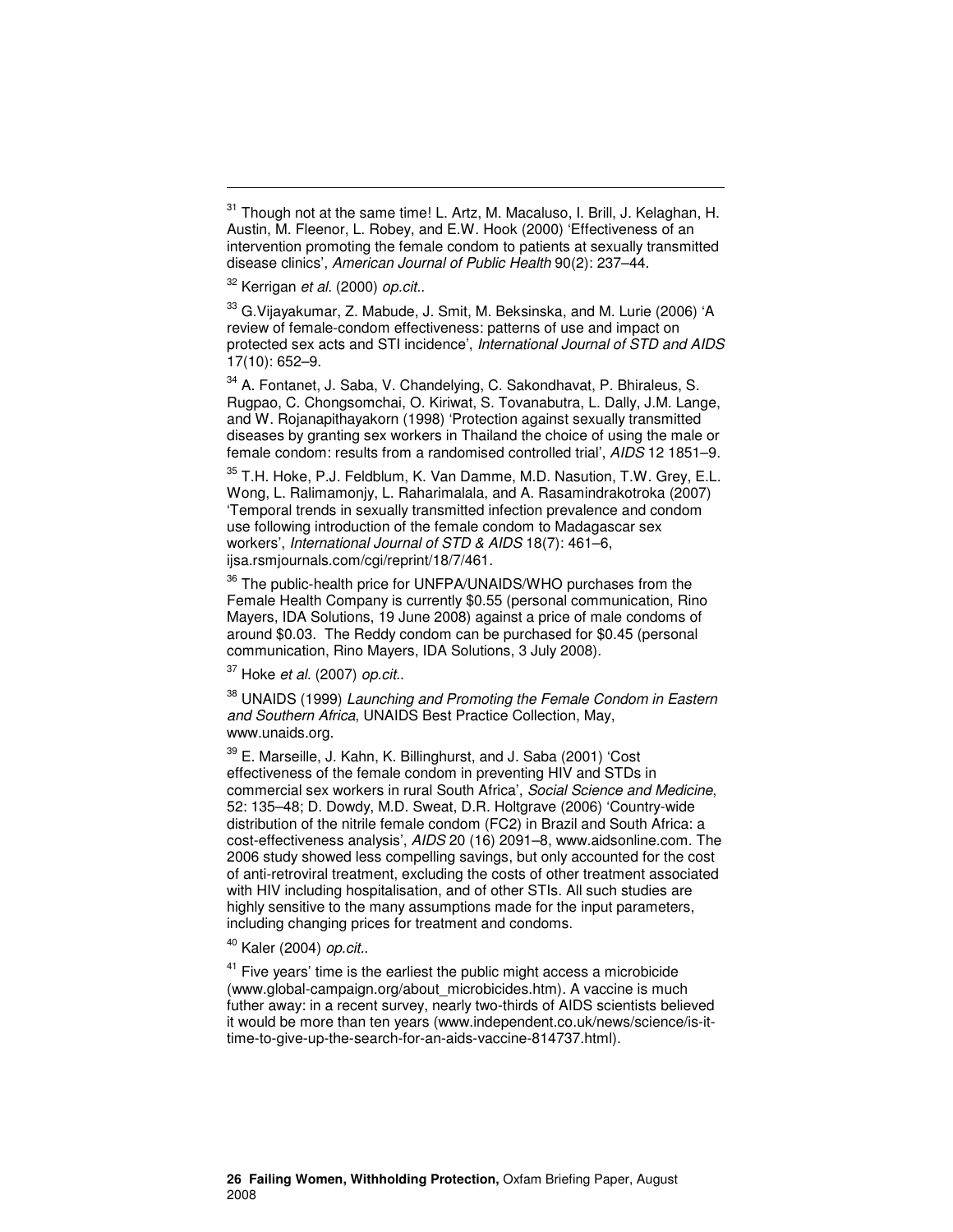[31] Though not at the same time! L. Artz, M. Macaluso, I. Brill, J. Kelaghan, H. Austin, M. Fleenor, L. Robey, and E.W. Hook (2000) 'Effectiveness of an intervention promoting the female condom to patients at sexually transmitted disease clinics', *American Journal of Public Health* 90(2): 237–44.

[32] Kerrigan *et al.* (2000) *op.cit.*.

[33] G.Vijayakumar, Z. Mabude, J. Smit, M. Beksinska, and M. Lurie (2006) 'A review of female-condom effectiveness: patterns of use and impact on protected sex acts and STI incidence', *International Journal of STD and AIDS* 17(10): 652–9.

[34] A. Fontanet, J. Saba, V. Chandelying, C. Sakondhavat, P. Bhiraleus, S. Rugpao, C. Chongsomchai, O. Kiriwat, S. Tovanabutra, L. Dally, J.M. Lange, and W. Rojanapithayakorn (1998) 'Protection against sexually transmitted diseases by granting sex workers in Thailand the choice of using the male or female condom: results from a randomised controlled trial', *AIDS* 12 1851–9.

[35] T.H. Hoke, P.J. Feldblum, K. Van Damme, M.D. Nasution, T.W. Grey, E.L. Wong, L. Ralimamonjy, L. Raharimalala, and A. Rasamindrakotroka (2007) 'Temporal trends in sexually transmitted infection prevalence and condom use following introduction of the female condom to Madagascar sex workers', *International Journal of STD & AIDS* 18(7): 461–6, ijsa.rsmjournals.com/cgi/reprint/18/7/461.

[36] The public-health price for UNFPA/UNAIDS/WHO purchases from the Female Health Company is currently \$0.55 (personal communication, Rino Mayers, IDA Solutions, 19 June 2008) against a price of male condoms of around \$0.03. The Reddy condom can be purchased for \$0.45 (personal communication, Rino Mayers, IDA Solutions, 3 July 2008).

[37] Hoke *et al.* (2007) *op.cit.*.

[38] UNAIDS (1999) *Launching and Promoting the Female Condom in Eastern and Southern Africa*, UNAIDS Best Practice Collection, May, www.unaids.org.

[39] E. Marseille, J. Kahn, K. Billinghurst, and J. Saba (2001) 'Cost effectiveness of the female condom in preventing HIV and STDs in commercial sex workers in rural South Africa', *Social Science and Medicine*, 52: 135–48; D. Dowdy, M.D. Sweat, D.R. Holtgrave (2006) 'Country-wide distribution of the nitrile female condom (FC2) in Brazil and South Africa: a cost-effectiveness analysis', *AIDS* 20 (16) 2091–8, www.aidsonline.com. The 2006 study showed less compelling savings, but only accounted for the cost of anti-retroviral treatment, excluding the costs of other treatment associated with HIV including hospitalisation, and of other STIs. All such studies are highly sensitive to the many assumptions made for the input parameters, including changing prices for treatment and condoms.

[40] Kaler (2004) *op.cit.*.

[41] Five years' time is the earliest the public might access a microbicide (www.global-campaign.org/about_microbicides.htm). A vaccine is much futher away: in a recent survey, nearly two-thirds of AIDS scientists believed it would be more than ten years (www.independent.co.uk/news/science/is-it-time-to-give-up-the-search-for-an-aids-vaccine-814737.html).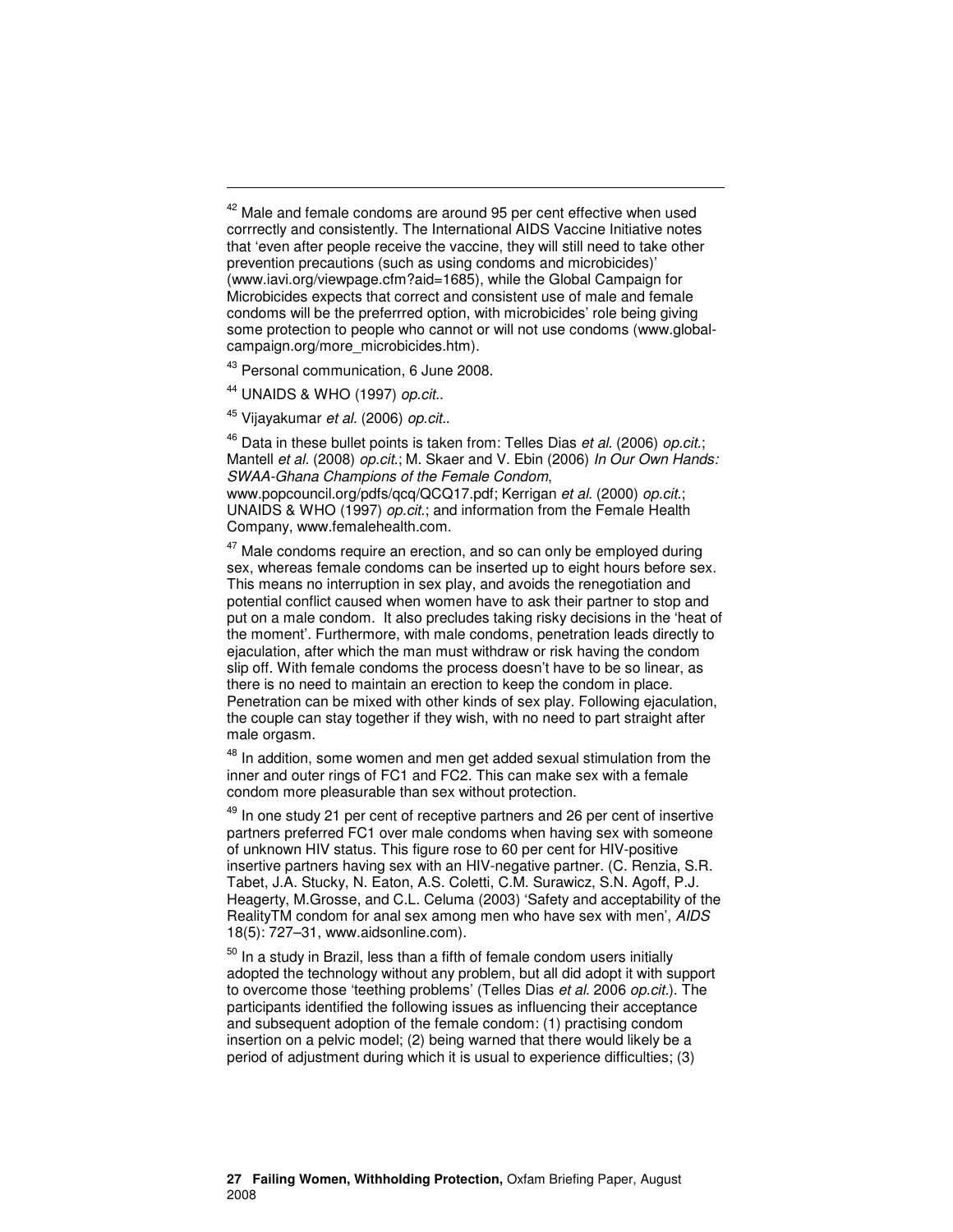[42] Male and female condoms are around 95 per cent effective when used corrrectly and consistently. The International AIDS Vaccine Initiative notes that 'even after people receive the vaccine, they will still need to take other prevention precautions (such as using condoms and microbicides)' (www.iavi.org/viewpage.cfm?aid=1685), while the Global Campaign for Microbicides expects that correct and consistent use of male and female condoms will be the preferrred option, with microbicides' role being giving some protection to people who cannot or will not use condoms (www.global-campaign.org/more_microbicides.htm).

[43] Personal communication, 6 June 2008.

[44] UNAIDS & WHO (1997) *op.cit.*.

[45] Vijayakumar *et al.* (2006) *op.cit.*.

[46] Data in these bullet points is taken from: Telles Dias *et al.* (2006) *op.cit.*; Mantell *et al.* (2008) *op.cit.*; M. Skaer and V. Ebin (2006) *In Our Own Hands: SWAA-Ghana Champions of the Female Condom*, www.popcouncil.org/pdfs/qcq/QCQ17.pdf; Kerrigan *et al.* (2000) *op.cit.*; UNAIDS & WHO (1997) *op.cit.*; and information from the Female Health Company, www.femalehealth.com.

[47] Male condoms require an erection, and so can only be employed during sex, whereas female condoms can be inserted up to eight hours before sex. This means no interruption in sex play, and avoids the renegotiation and potential conflict caused when women have to ask their partner to stop and put on a male condom. It also precludes taking risky decisions in the 'heat of the moment'. Furthermore, with male condoms, penetration leads directly to ejaculation, after which the man must withdraw or risk having the condom slip off. With female condoms the process doesn't have to be so linear, as there is no need to maintain an erection to keep the condom in place. Penetration can be mixed with other kinds of sex play. Following ejaculation, the couple can stay together if they wish, with no need to part straight after male orgasm.

[48] In addition, some women and men get added sexual stimulation from the inner and outer rings of FC1 and FC2. This can make sex with a female condom more pleasurable than sex without protection.

[49] In one study 21 per cent of receptive partners and 26 per cent of insertive partners preferred FC1 over male condoms when having sex with someone of unknown HIV status. This figure rose to 60 per cent for HIV-positive insertive partners having sex with an HIV-negative partner. (C. Renzia, S.R. Tabet, J.A. Stucky, N. Eaton, A.S. Coletti, C.M. Surawicz, S.N. Agoff, P.J. Heagerty, M.Grosse, and C.L. Celuma (2003) 'Safety and acceptability of the RealityTM condom for anal sex among men who have sex with men', *AIDS* 18(5): 727–31, www.aidsonline.com).

[50] In a study in Brazil, less than a fifth of female condom users initially adopted the technology without any problem, but all did adopt it with support to overcome those 'teething problems' (Telles Dias *et al.* 2006 *op.cit.*). The participants identified the following issues as influencing their acceptance and subsequent adoption of the female condom: (1) practising condom insertion on a pelvic model; (2) being warned that there would likely be a period of adjustment during which it is usual to experience difficulties; (3)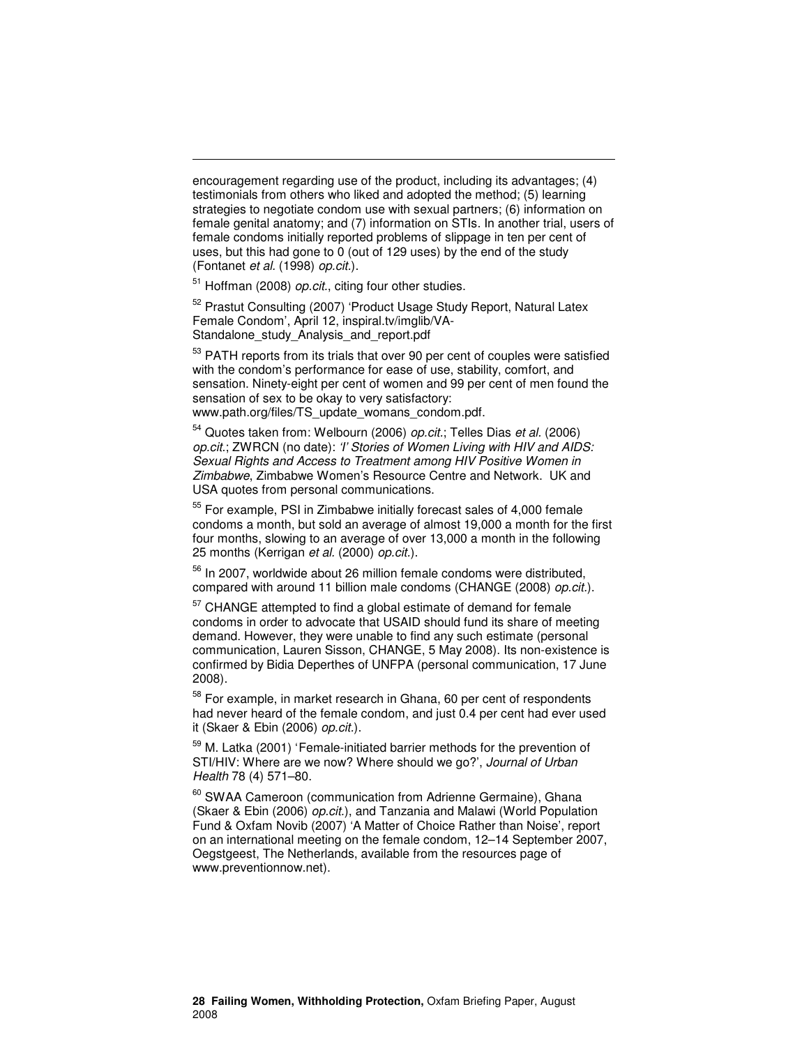encouragement regarding use of the product, including its advantages; (4) testimonials from others who liked and adopted the method; (5) learning strategies to negotiate condom use with sexual partners; (6) information on female genital anatomy; and (7) information on STIs. In another trial, users of female condoms initially reported problems of slippage in ten per cent of uses, but this had gone to 0 (out of 129 uses) by the end of the study (Fontanet *et al.* (1998) *op.cit.*).

[51] Hoffman (2008) *op.cit.*, citing four other studies.

[52] Prastut Consulting (2007) 'Product Usage Study Report, Natural Latex Female Condom', April 12, inspiral.tv/imglib/VA-Standalone_study_Analysis_and_report.pdf

[53] PATH reports from its trials that over 90 per cent of couples were satisfied with the condom's performance for ease of use, stability, comfort, and sensation. Ninety-eight per cent of women and 99 per cent of men found the sensation of sex to be okay to very satisfactory: www.path.org/files/TS_update_womans_condom.pdf.

[54] Quotes taken from: Welbourn (2006) *op.cit.*; Telles Dias *et al.* (2006) *op.cit.*; ZWRCN (no date): *'I' Stories of Women Living with HIV and AIDS: Sexual Rights and Access to Treatment among HIV Positive Women in Zimbabwe*, Zimbabwe Women's Resource Centre and Network. UK and USA quotes from personal communications.

[55] For example, PSI in Zimbabwe initially forecast sales of 4,000 female condoms a month, but sold an average of almost 19,000 a month for the first four months, slowing to an average of over 13,000 a month in the following 25 months (Kerrigan *et al.* (2000) *op.cit.*).

[56] In 2007, worldwide about 26 million female condoms were distributed, compared with around 11 billion male condoms (CHANGE (2008) *op.cit.*).

[57] CHANGE attempted to find a global estimate of demand for female condoms in order to advocate that USAID should fund its share of meeting demand. However, they were unable to find any such estimate (personal communication, Lauren Sisson, CHANGE, 5 May 2008). Its non-existence is confirmed by Bidia Deperthes of UNFPA (personal communication, 17 June 2008).

[58] For example, in market research in Ghana, 60 per cent of respondents had never heard of the female condom, and just 0.4 per cent had ever used it (Skaer & Ebin (2006) *op.cit.*).

[59] M. Latka (2001) 'Female-initiated barrier methods for the prevention of STI/HIV: Where are we now? Where should we go?', *Journal of Urban Health* 78 (4) 571–80.

[60] SWAA Cameroon (communication from Adrienne Germaine), Ghana (Skaer & Ebin (2006) *op.cit.*), and Tanzania and Malawi (World Population Fund & Oxfam Novib (2007) 'A Matter of Choice Rather than Noise', report on an international meeting on the female condom, 12–14 September 2007, Oegstgeest, The Netherlands, available from the resources page of www.preventionnow.net).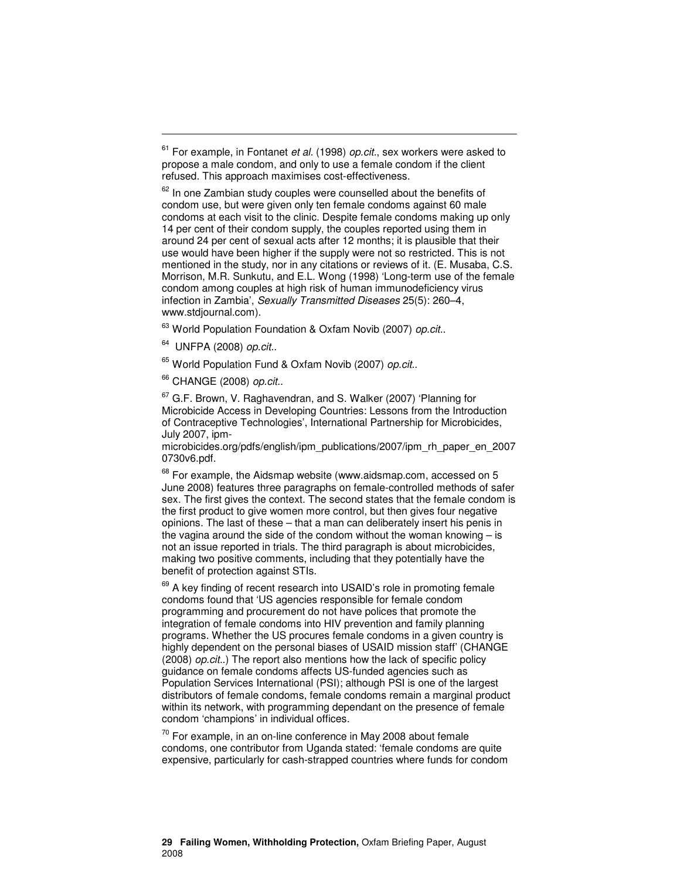[61] For example, in Fontanet *et al.* (1998) *op.cit.*, sex workers were asked to propose a male condom, and only to use a female condom if the client refused. This approach maximises cost-effectiveness.

[62] In one Zambian study couples were counselled about the benefits of condom use, but were given only ten female condoms against 60 male condoms at each visit to the clinic. Despite female condoms making up only 14 per cent of their condom supply, the couples reported using them in around 24 per cent of sexual acts after 12 months; it is plausible that their use would have been higher if the supply were not so restricted. This is not mentioned in the study, nor in any citations or reviews of it. (E. Musaba, C.S. Morrison, M.R. Sunkutu, and E.L. Wong (1998) 'Long-term use of the female condom among couples at high risk of human immunodeficiency virus infection in Zambia', *Sexually Transmitted Diseases* 25(5): 260–4, www.stdjournal.com).

[63] World Population Foundation & Oxfam Novib (2007) *op.cit.*.

[64] UNFPA (2008) *op.cit.*.

[65] World Population Fund & Oxfam Novib (2007) *op.cit.*.

[66] CHANGE (2008) *op.cit.*.

[67] G.F. Brown, V. Raghavendran, and S. Walker (2007) 'Planning for Microbicide Access in Developing Countries: Lessons from the Introduction of Contraceptive Technologies', International Partnership for Microbicides, July 2007, ipm-microbicides.org/pdfs/english/ipm_publications/2007/ipm_rh_paper_en_20070730v6.pdf.

[68] For example, the Aidsmap website (www.aidsmap.com, accessed on 5 June 2008) features three paragraphs on female-controlled methods of safer sex. The first gives the context. The second states that the female condom is the first product to give women more control, but then gives four negative opinions. The last of these – that a man can deliberately insert his penis in the vagina around the side of the condom without the woman knowing – is not an issue reported in trials. The third paragraph is about microbicides, making two positive comments, including that they potentially have the benefit of protection against STIs.

[69] A key finding of recent research into USAID's role in promoting female condoms found that 'US agencies responsible for female condom programming and procurement do not have polices that promote the integration of female condoms into HIV prevention and family planning programs. Whether the US procures female condoms in a given country is highly dependent on the personal biases of USAID mission staff' (CHANGE (2008) *op.cit.*.) The report also mentions how the lack of specific policy guidance on female condoms affects US-funded agencies such as Population Services International (PSI); although PSI is one of the largest distributors of female condoms, female condoms remain a marginal product within its network, with programming dependant on the presence of female condom 'champions' in individual offices.

[70] For example, in an on-line conference in May 2008 about female condoms, one contributor from Uganda stated: 'female condoms are quite expensive, particularly for cash-strapped countries where funds for condom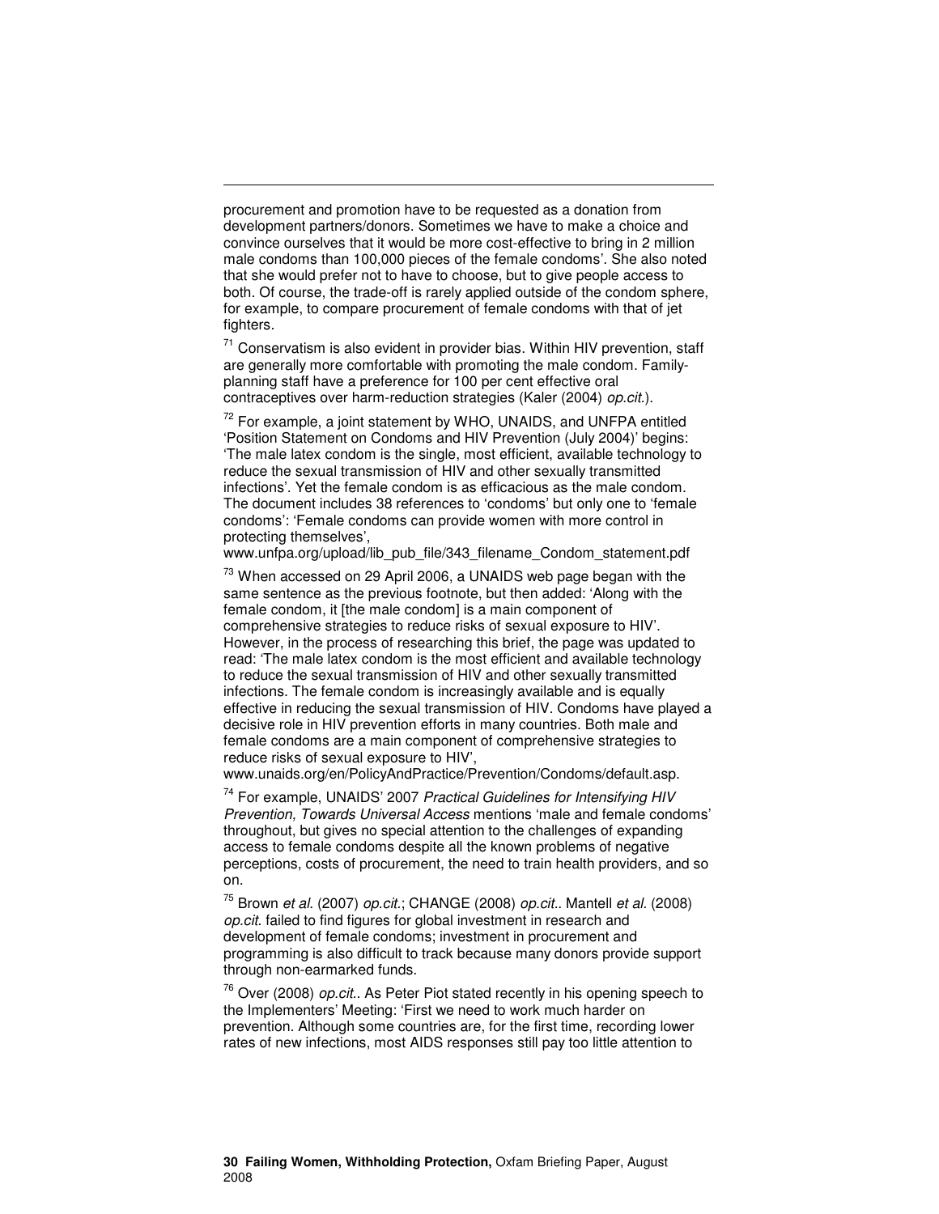procurement and promotion have to be requested as a donation from development partners/donors. Sometimes we have to make a choice and convince ourselves that it would be more cost-effective to bring in 2 million male condoms than 100,000 pieces of the female condoms'. She also noted that she would prefer not to have to choose, but to give people access to both. Of course, the trade-off is rarely applied outside of the condom sphere, for example, to compare procurement of female condoms with that of jet fighters.

[71] Conservatism is also evident in provider bias. Within HIV prevention, staff are generally more comfortable with promoting the male condom. Family-planning staff have a preference for 100 per cent effective oral contraceptives over harm-reduction strategies (Kaler (2004) *op.cit.*).

[72] For example, a joint statement by WHO, UNAIDS, and UNFPA entitled 'Position Statement on Condoms and HIV Prevention (July 2004)' begins: 'The male latex condom is the single, most efficient, available technology to reduce the sexual transmission of HIV and other sexually transmitted infections'. Yet the female condom is as efficacious as the male condom. The document includes 38 references to 'condoms' but only one to 'female condoms': 'Female condoms can provide women with more control in protecting themselves', www.unfpa.org/upload/lib_pub_file/343_filename_Condom_statement.pdf

[73] When accessed on 29 April 2006, a UNAIDS web page began with the same sentence as the previous footnote, but then added: 'Along with the female condom, it [the male condom] is a main component of comprehensive strategies to reduce risks of sexual exposure to HIV'. However, in the process of researching this brief, the page was updated to read: 'The male latex condom is the most efficient and available technology to reduce the sexual transmission of HIV and other sexually transmitted infections. The female condom is increasingly available and is equally effective in reducing the sexual transmission of HIV. Condoms have played a decisive role in HIV prevention efforts in many countries. Both male and female condoms are a main component of comprehensive strategies to reduce risks of sexual exposure to HIV', www.unaids.org/en/PolicyAndPractice/Prevention/Condoms/default.asp.

[74] For example, UNAIDS' 2007 *Practical Guidelines for Intensifying HIV Prevention, Towards Universal Access* mentions 'male and female condoms' throughout, but gives no special attention to the challenges of expanding access to female condoms despite all the known problems of negative perceptions, costs of procurement, the need to train health providers, and so on.

[75] Brown *et al.* (2007) *op.cit.*; CHANGE (2008) *op.cit.*. Mantell *et al.* (2008) *op.cit.* failed to find figures for global investment in research and development of female condoms; investment in procurement and programming is also difficult to track because many donors provide support through non-earmarked funds.

[76] Over (2008) *op.cit.*. As Peter Piot stated recently in his opening speech to the Implementers' Meeting: 'First we need to work much harder on prevention. Although some countries are, for the first time, recording lower rates of new infections, most AIDS responses still pay too little attention to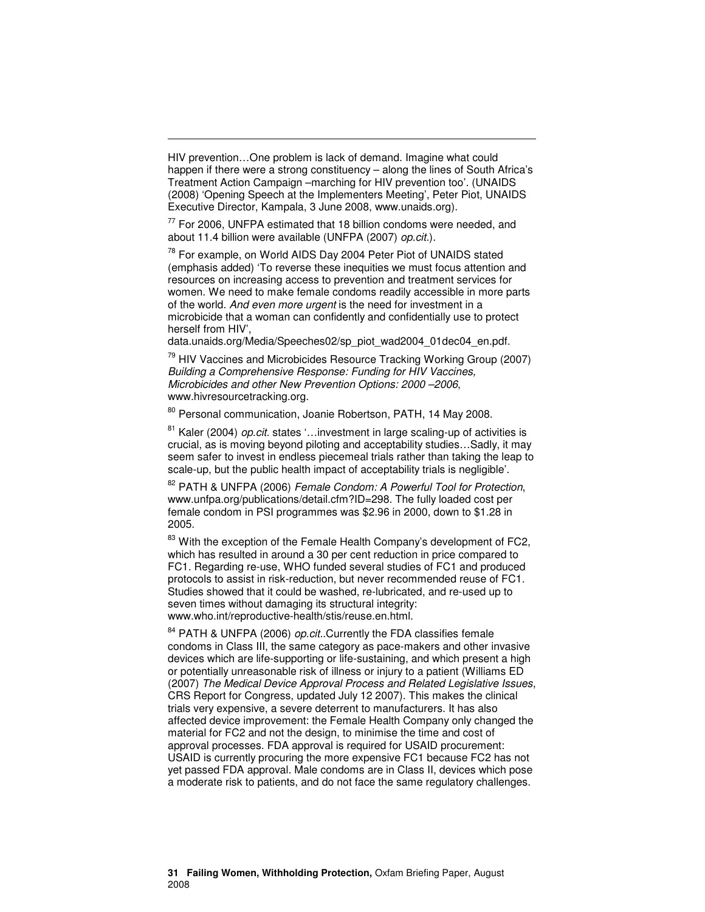HIV prevention…One problem is lack of demand. Imagine what could happen if there were a strong constituency – along the lines of South Africa's Treatment Action Campaign –marching for HIV prevention too'. (UNAIDS (2008) 'Opening Speech at the Implementers Meeting', Peter Piot, UNAIDS Executive Director, Kampala, 3 June 2008, www.unaids.org).

[77] For 2006, UNFPA estimated that 18 billion condoms were needed, and about 11.4 billion were available (UNFPA (2007) *op.cit.*).

[78] For example, on World AIDS Day 2004 Peter Piot of UNAIDS stated (emphasis added) 'To reverse these inequities we must focus attention and resources on increasing access to prevention and treatment services for women. We need to make female condoms readily accessible in more parts of the world. *And even more urgent* is the need for investment in a microbicide that a woman can confidently and confidentially use to protect herself from HIV', data.unaids.org/Media/Speeches02/sp_piot_wad2004_01dec04_en.pdf.

[79] HIV Vaccines and Microbicides Resource Tracking Working Group (2007) *Building a Comprehensive Response: Funding for HIV Vaccines, Microbicides and other New Prevention Options: 2000 –2006*, www.hivresourcetracking.org.

[80] Personal communication, Joanie Robertson, PATH, 14 May 2008.

[81] Kaler (2004) *op.cit.* states '…investment in large scaling-up of activities is crucial, as is moving beyond piloting and acceptability studies…Sadly, it may seem safer to invest in endless piecemeal trials rather than taking the leap to scale-up, but the public health impact of acceptability trials is negligible'.

[82] PATH & UNFPA (2006) *Female Condom: A Powerful Tool for Protection*, www.unfpa.org/publications/detail.cfm?ID=298. The fully loaded cost per female condom in PSI programmes was $2.96 in 2000, down to $1.28 in 2005.

[83] With the exception of the Female Health Company's development of FC2, which has resulted in around a 30 per cent reduction in price compared to FC1. Regarding re-use, WHO funded several studies of FC1 and produced protocols to assist in risk-reduction, but never recommended reuse of FC1. Studies showed that it could be washed, re-lubricated, and re-used up to seven times without damaging its structural integrity: www.who.int/reproductive-health/stis/reuse.en.html.

[84] PATH & UNFPA (2006) *op.cit.*.Currently the FDA classifies female condoms in Class III, the same category as pace-makers and other invasive devices which are life-supporting or life-sustaining, and which present a high or potentially unreasonable risk of illness or injury to a patient (Williams ED (2007) *The Medical Device Approval Process and Related Legislative Issues*, CRS Report for Congress, updated July 12 2007). This makes the clinical trials very expensive, a severe deterrent to manufacturers. It has also affected device improvement: the Female Health Company only changed the material for FC2 and not the design, to minimise the time and cost of approval processes. FDA approval is required for USAID procurement: USAID is currently procuring the more expensive FC1 because FC2 has not yet passed FDA approval. Male condoms are in Class II, devices which pose a moderate risk to patients, and do not face the same regulatory challenges.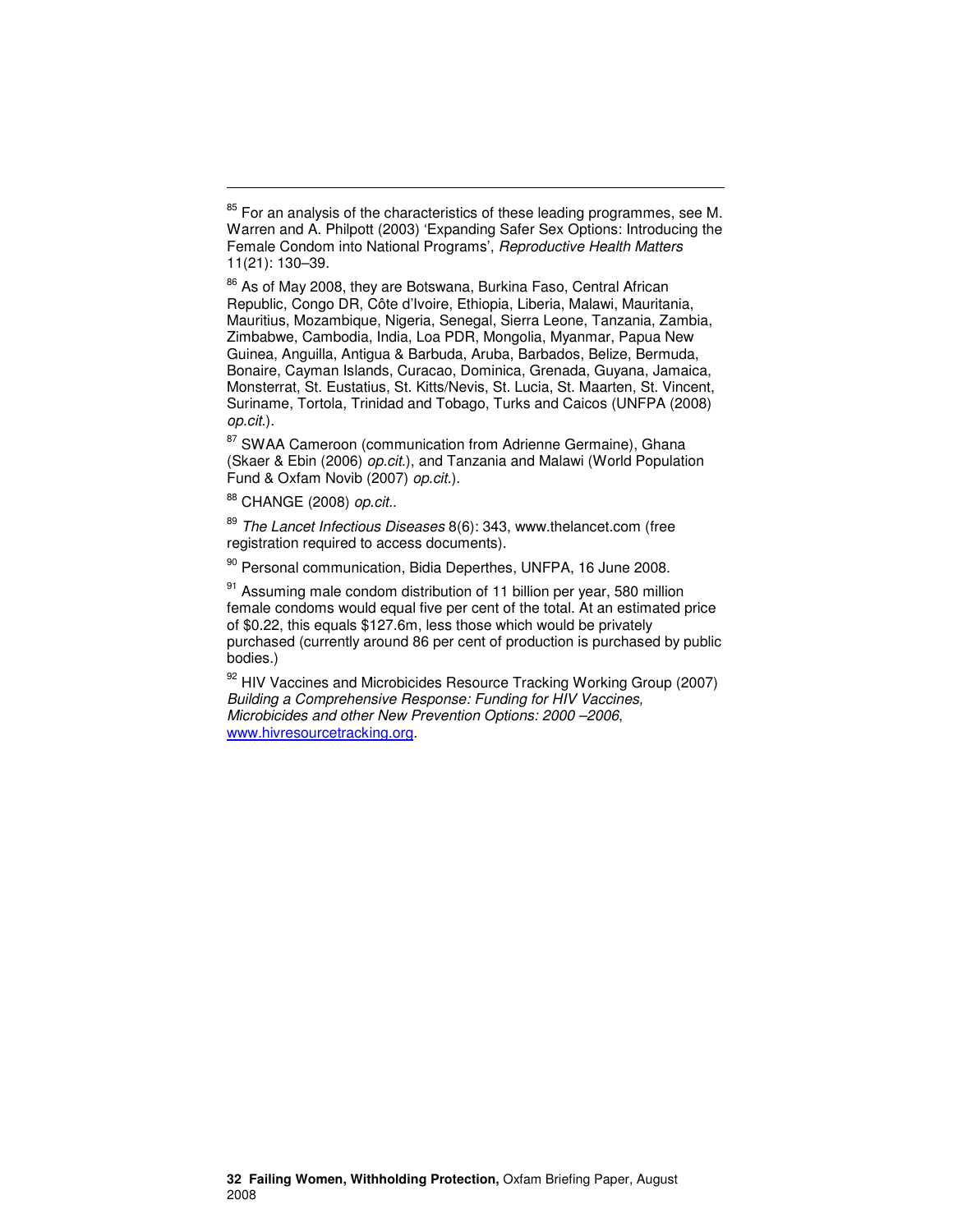[85] For an analysis of the characteristics of these leading programmes, see M. Warren and A. Philpott (2003) 'Expanding Safer Sex Options: Introducing the Female Condom into National Programs', *Reproductive Health Matters* 11(21): 130–39.

[86] As of May 2008, they are Botswana, Burkina Faso, Central African Republic, Congo DR, Côte d'Ivoire, Ethiopia, Liberia, Malawi, Mauritania, Mauritius, Mozambique, Nigeria, Senegal, Sierra Leone, Tanzania, Zambia, Zimbabwe, Cambodia, India, Loa PDR, Mongolia, Myanmar, Papua New Guinea, Anguilla, Antigua & Barbuda, Aruba, Barbados, Belize, Bermuda, Bonaire, Cayman Islands, Curacao, Dominica, Grenada, Guyana, Jamaica, Monsterrat, St. Eustatius, St. Kitts/Nevis, St. Lucia, St. Maarten, St. Vincent, Suriname, Tortola, Trinidad and Tobago, Turks and Caicos (UNFPA (2008) *op.cit.*).

[87] SWAA Cameroon (communication from Adrienne Germaine), Ghana (Skaer & Ebin (2006) *op.cit.*), and Tanzania and Malawi (World Population Fund & Oxfam Novib (2007) *op.cit.*).

[88] CHANGE (2008) *op.cit.*.

[89] *The Lancet Infectious Diseases* 8(6): 343, www.thelancet.com (free registration required to access documents).

[90] Personal communication, Bidia Deperthes, UNFPA, 16 June 2008.

[91] Assuming male condom distribution of 11 billion per year, 580 million female condoms would equal five per cent of the total. At an estimated price of $0.22, this equals $127.6m, less those which would be privately purchased (currently around 86 per cent of production is purchased by public bodies.)

[92] HIV Vaccines and Microbicides Resource Tracking Working Group (2007) *Building a Comprehensive Response: Funding for HIV Vaccines, Microbicides and other New Prevention Options: 2000 –2006*, www.hivresourcetracking.org.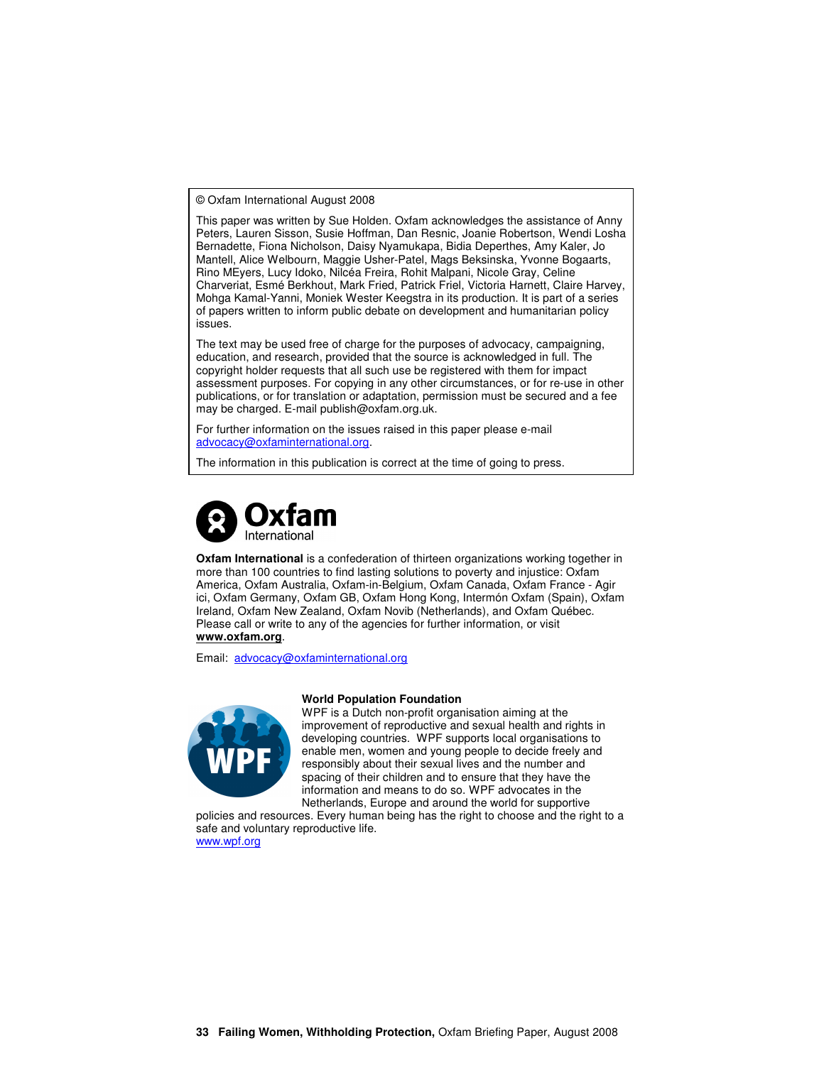© Oxfam International August 2008

This paper was written by Sue Holden. Oxfam acknowledges the assistance of Anny Peters, Lauren Sisson, Susie Hoffman, Dan Resnic, Joanie Robertson, Wendi Losha Bernadette, Fiona Nicholson, Daisy Nyamukapa, Bidia Deperthes, Amy Kaler, Jo Mantell, Alice Welbourn, Maggie Usher-Patel, Mags Beksinska, Yvonne Bogaarts, Rino MEyers, Lucy Idoko, Nilcéa Freira, Rohit Malpani, Nicole Gray, Celine Charveriat, Esmé Berkhout, Mark Fried, Patrick Friel, Victoria Harnett, Claire Harvey, Mohga Kamal-Yanni, Moniek Wester Keegstra in its production. It is part of a series of papers written to inform public debate on development and humanitarian policy issues.

The text may be used free of charge for the purposes of advocacy, campaigning, education, and research, provided that the source is acknowledged in full. The copyright holder requests that all such use be registered with them for impact assessment purposes. For copying in any other circumstances, or for re-use in other publications, or for translation or adaptation, permission must be secured and a fee may be charged. E-mail publish@oxfam.org.uk.

For further information on the issues raised in this paper please e-mail advocacy@oxfaminternational.org.

The information in this publication is correct at the time of going to press.

Oxfam International

**Oxfam International** is a confederation of thirteen organizations working together in more than 100 countries to find lasting solutions to poverty and injustice: Oxfam America, Oxfam Australia, Oxfam-in-Belgium, Oxfam Canada, Oxfam France - Agir ici, Oxfam Germany, Oxfam GB, Oxfam Hong Kong, Intermón Oxfam (Spain), Oxfam Ireland, Oxfam New Zealand, Oxfam Novib (Netherlands), and Oxfam Québec. Please call or write to any of the agencies for further information, or visit **www.oxfam.org**.

Email: advocacy@oxfaminternational.org

WPF

**World Population Foundation**

WPF is a Dutch non-profit organisation aiming at the improvement of reproductive and sexual health and rights in developing countries. WPF supports local organisations to enable men, women and young people to decide freely and responsibly about their sexual lives and the number and spacing of their children and to ensure that they have the information and means to do so. WPF advocates in the Netherlands, Europe and around the world for supportive policies and resources. Every human being has the right to choose and the right to a safe and voluntary reproductive life.

www.wpf.org